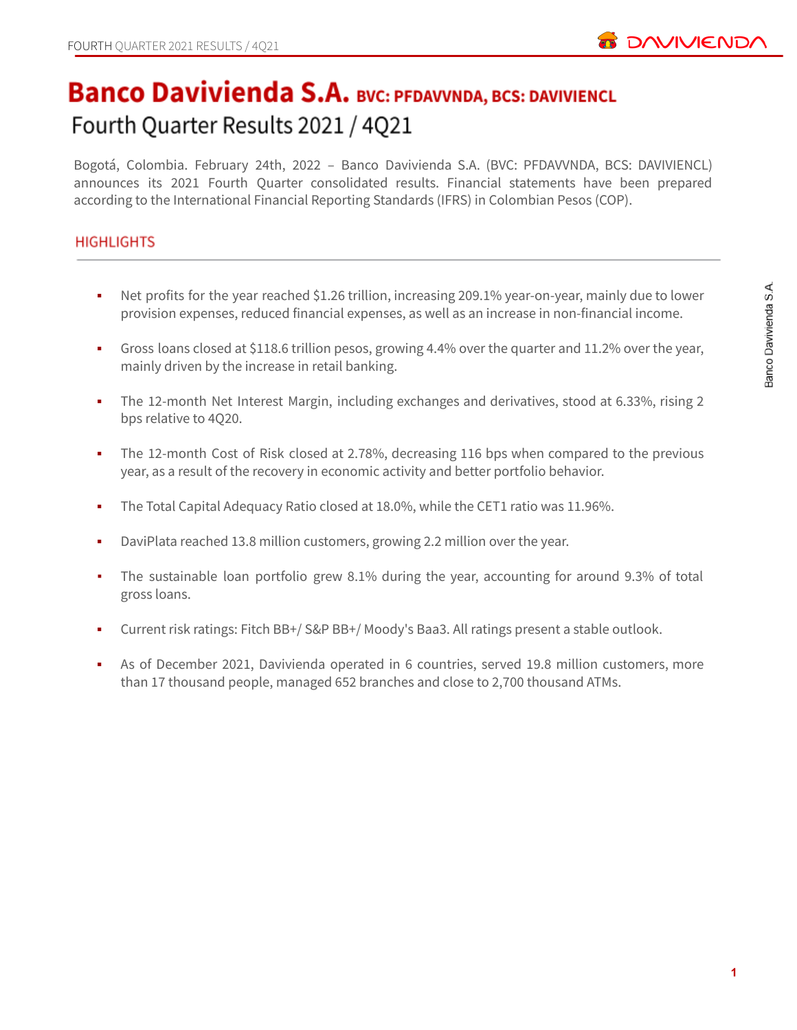# Banco Davivienda S.A. BVC: PFDAVVNDA, BCS: DAVIVIENCL

## Fourth Quarter Results 2021 / 4Q21

Bogotá, Colombia. February 24th, 2022 – Banco Davivienda S.A. (BVC: PFDAVVNDA, BCS: DAVIVIENCL) announces its 2021 Fourth Quarter consolidated results. Financial statements have been prepared according to the International Financial Reporting Standards (IFRS) in Colombian Pesos (COP).

## HIGHLIGHTS

- Net profits for the year reached $1.26 trillion, increasing 209.1% year-on-year, mainly due to lower provision expenses, reduced financial expenses, as well as an increase in non-financial income.
- Gross loans closed at $118.6 trillion pesos, growing 4.4% over the quarter and 11.2% over the year, mainly driven by the increase in retail banking.
- The 12-month Net Interest Margin, including exchanges and derivatives, stood at 6.33%, rising 2 bps relative to 4Q20.
- The 12-month Cost of Risk closed at 2.78%, decreasing 116 bps when compared to the previous year, as a result of the recovery in economic activity and better portfolio behavior.
- The Total Capital Adequacy Ratio closed at 18.0%, while the CET1 ratio was 11.96%.
- DaviPlata reached 13.8 million customers, growing 2.2 million over the year.
- The sustainable loan portfolio grew 8.1% during the year, accounting for around 9.3% of total gross loans.
- Current risk ratings: Fitch BB+/ S&P BB+/ Moody's Baa3. All ratings present a stable outlook.
- As of December 2021, Davivienda operated in 6 countries, served 19.8 million customers, more than 17 thousand people, managed 652 branches and close to 2,700 thousand ATMs.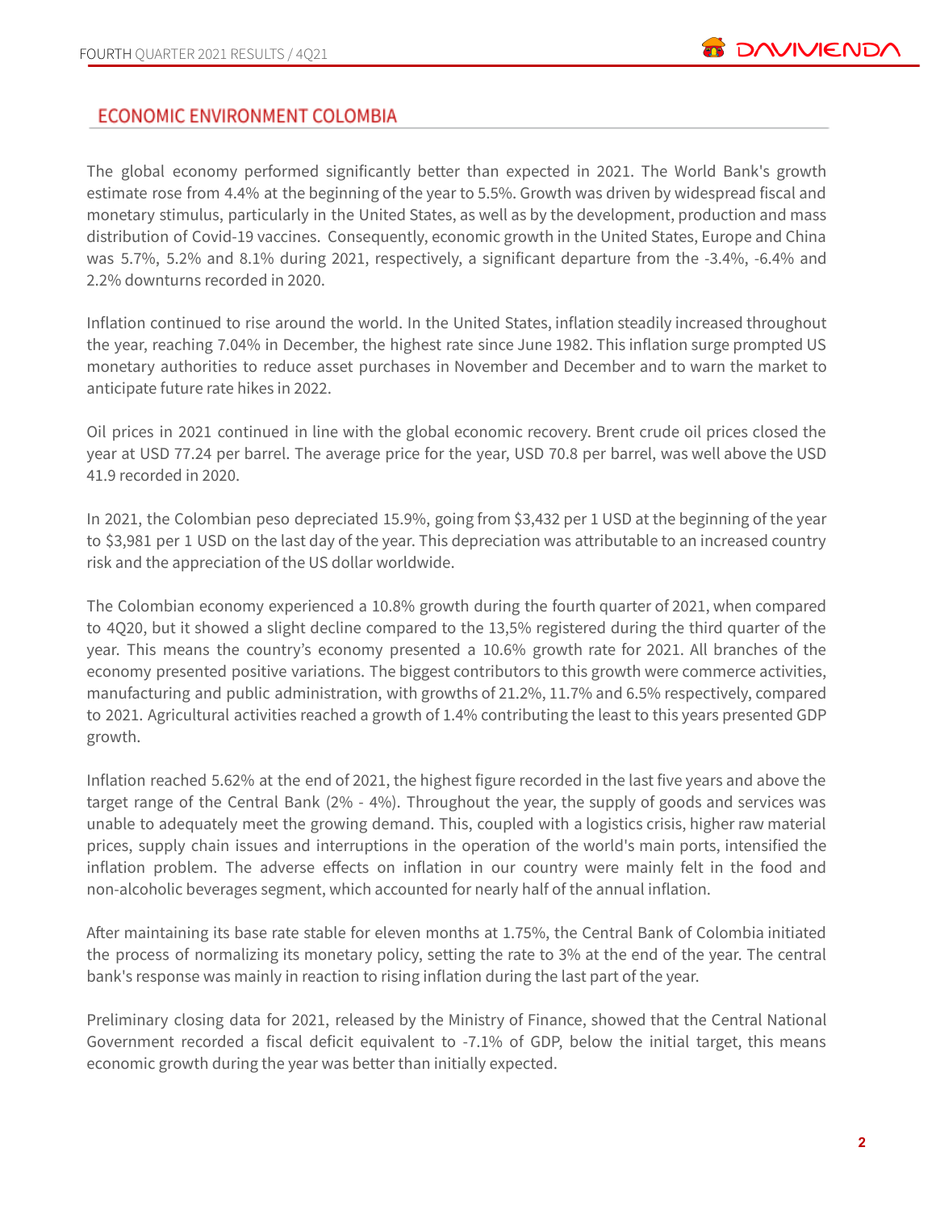## ECONOMIC ENVIRONMENT COLOMBIA

The global economy performed significantly better than expected in 2021. The World Bank's growth estimate rose from 4.4% at the beginning of the year to 5.5%. Growth was driven by widespread fiscal and monetary stimulus, particularly in the United States, as well as by the development, production and mass distribution of Covid-19 vaccines. Consequently, economic growth in the United States, Europe and China was 5.7%, 5.2% and 8.1% during 2021, respectively, a significant departure from the -3.4%, -6.4% and 2.2% downturns recorded in 2020.

Inflation continued to rise around the world. In the United States, inflation steadily increased throughout the year, reaching 7.04% in December, the highest rate since June 1982. This inflation surge prompted US monetary authorities to reduce asset purchases in November and December and to warn the market to anticipate future rate hikes in 2022.

Oil prices in 2021 continued in line with the global economic recovery. Brent crude oil prices closed the year at USD 77.24 per barrel. The average price for the year, USD 70.8 per barrel, was well above the USD 41.9 recorded in 2020.

In 2021, the Colombian peso depreciated 15.9%, going from $3,432 per 1 USD at the beginning of the year to $3,981 per 1 USD on the last day of the year. This depreciation was attributable to an increased country risk and the appreciation of the US dollar worldwide.

The Colombian economy experienced a 10.8% growth during the fourth quarter of 2021, when compared to 4Q20, but it showed a slight decline compared to the 13,5% registered during the third quarter of the year. This means the country's economy presented a 10.6% growth rate for 2021. All branches of the economy presented positive variations. The biggest contributors to this growth were commerce activities, manufacturing and public administration, with growths of 21.2%, 11.7% and 6.5% respectively, compared to 2021. Agricultural activities reached a growth of 1.4% contributing the least to this years presented GDP growth.

Inflation reached 5.62% at the end of 2021, the highest figure recorded in the last five years and above the target range of the Central Bank (2% - 4%). Throughout the year, the supply of goods and services was unable to adequately meet the growing demand. This, coupled with a logistics crisis, higher raw material prices, supply chain issues and interruptions in the operation of the world's main ports, intensified the inflation problem. The adverse effects on inflation in our country were mainly felt in the food and non-alcoholic beverages segment, which accounted for nearly half of the annual inflation.

After maintaining its base rate stable for eleven months at 1.75%, the Central Bank of Colombia initiated the process of normalizing its monetary policy, setting the rate to 3% at the end of the year. The central bank's response was mainly in reaction to rising inflation during the last part of the year.

Preliminary closing data for 2021, released by the Ministry of Finance, showed that the Central National Government recorded a fiscal deficit equivalent to -7.1% of GDP, below the initial target, this means economic growth during the year was better than initially expected.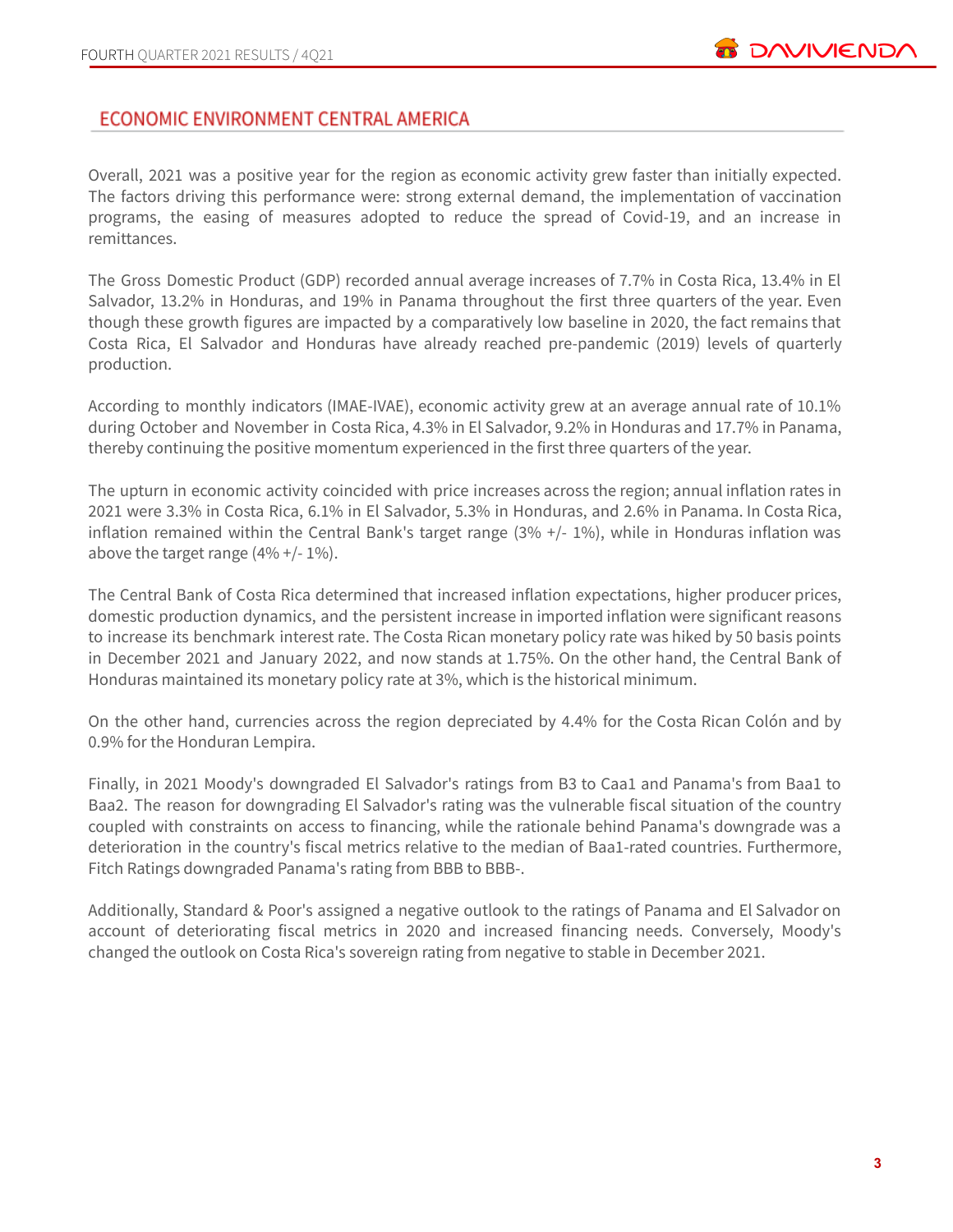## ECONOMIC ENVIRONMENT CENTRAL AMERICA

Overall, 2021 was a positive year for the region as economic activity grew faster than initially expected. The factors driving this performance were: strong external demand, the implementation of vaccination programs, the easing of measures adopted to reduce the spread of Covid-19, and an increase in remittances.

The Gross Domestic Product (GDP) recorded annual average increases of 7.7% in Costa Rica, 13.4% in El Salvador, 13.2% in Honduras, and 19% in Panama throughout the first three quarters of the year. Even though these growth figures are impacted by a comparatively low baseline in 2020, the fact remains that Costa Rica, El Salvador and Honduras have already reached pre-pandemic (2019) levels of quarterly production.

According to monthly indicators (IMAE-IVAE), economic activity grew at an average annual rate of 10.1% during October and November in Costa Rica, 4.3% in El Salvador, 9.2% in Honduras and 17.7% in Panama, thereby continuing the positive momentum experienced in the first three quarters of the year.

The upturn in economic activity coincided with price increases across the region; annual inflation rates in 2021 were 3.3% in Costa Rica, 6.1% in El Salvador, 5.3% in Honduras, and 2.6% in Panama. In Costa Rica, inflation remained within the Central Bank's target range (3% +/- 1%), while in Honduras inflation was above the target range (4% +/- 1%).

The Central Bank of Costa Rica determined that increased inflation expectations, higher producer prices, domestic production dynamics, and the persistent increase in imported inflation were significant reasons to increase its benchmark interest rate. The Costa Rican monetary policy rate was hiked by 50 basis points in December 2021 and January 2022, and now stands at 1.75%. On the other hand, the Central Bank of Honduras maintained its monetary policy rate at 3%, which is the historical minimum.

On the other hand, currencies across the region depreciated by 4.4% for the Costa Rican Colón and by 0.9% for the Honduran Lempira.

Finally, in 2021 Moody's downgraded El Salvador's ratings from B3 to Caa1 and Panama's from Baa1 to Baa2. The reason for downgrading El Salvador's rating was the vulnerable fiscal situation of the country coupled with constraints on access to financing, while the rationale behind Panama's downgrade was a deterioration in the country's fiscal metrics relative to the median of Baa1-rated countries. Furthermore, Fitch Ratings downgraded Panama's rating from BBB to BBB-.

Additionally, Standard & Poor's assigned a negative outlook to the ratings of Panama and El Salvador on account of deteriorating fiscal metrics in 2020 and increased financing needs. Conversely, Moody's changed the outlook on Costa Rica's sovereign rating from negative to stable in December 2021.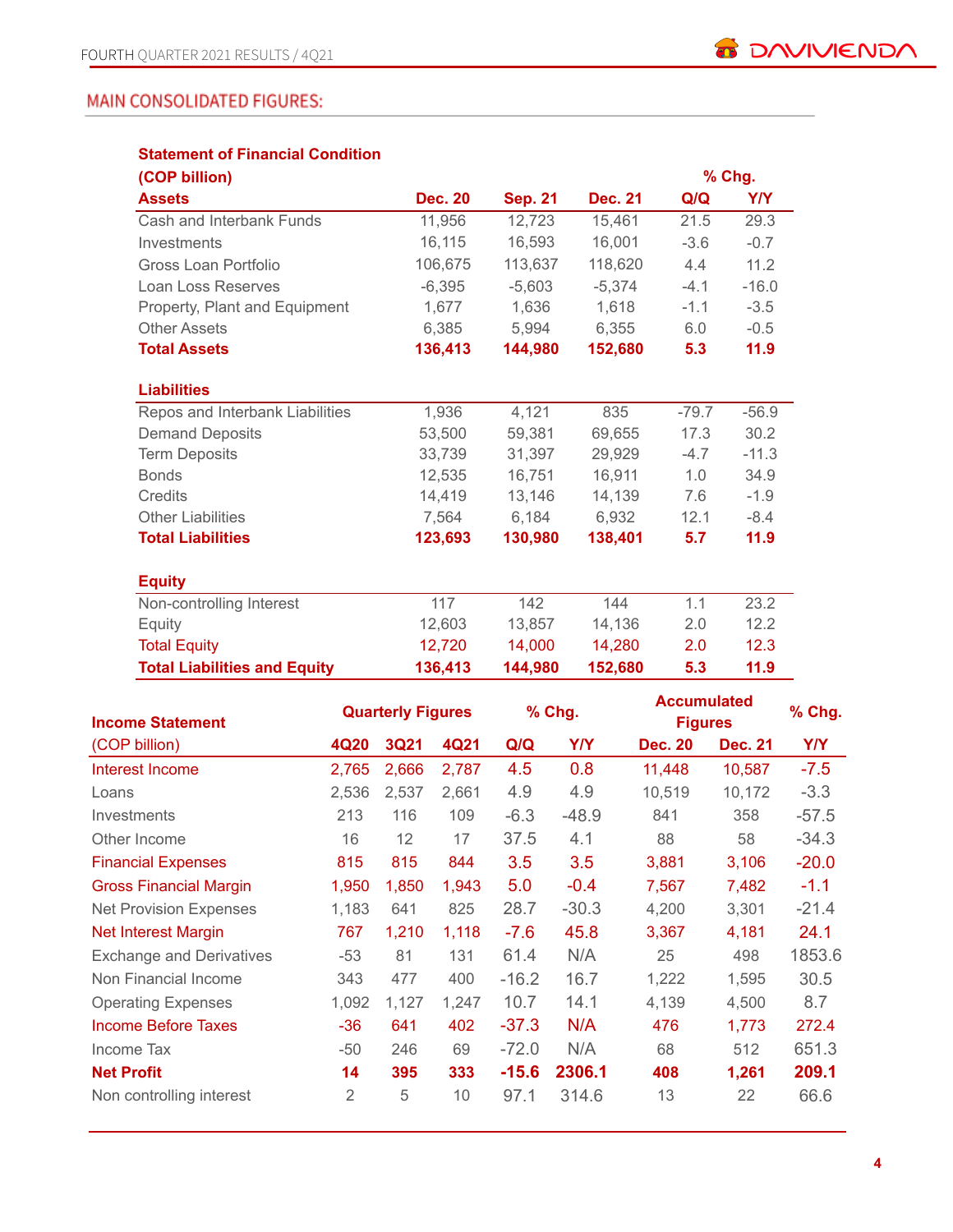## MAIN CONSOLIDATED FIGURES:

| Statement of Financial Condition (COP billion) | | | | % Chg. | |
|---|---|---|---|---|---|
| **Assets** | **Dec. 20** | **Sep. 21** | **Dec. 21** | **Q/Q** | **Y/Y** |
| Cash and Interbank Funds | 11,956 | 12,723 | 15,461 | 21.5 | 29.3 |
| Investments | 16,115 | 16,593 | 16,001 | -3.6 | -0.7 |
| Gross Loan Portfolio | 106,675 | 113,637 | 118,620 | 4.4 | 11.2 |
| Loan Loss Reserves | -6,395 | -5,603 | -5,374 | -4.1 | -16.0 |
| Property, Plant and Equipment | 1,677 | 1,636 | 1,618 | -1.1 | -3.5 |
| Other Assets | 6,385 | 5,994 | 6,355 | 6.0 | -0.5 |
| **Total Assets** | **136,413** | **144,980** | **152,680** | **5.3** | **11.9** |
| **Liabilities** | | | | | |
| Repos and Interbank Liabilities | 1,936 | 4,121 | 835 | -79.7 | -56.9 |
| Demand Deposits | 53,500 | 59,381 | 69,655 | 17.3 | 30.2 |
| Term Deposits | 33,739 | 31,397 | 29,929 | -4.7 | -11.3 |
| Bonds | 12,535 | 16,751 | 16,911 | 1.0 | 34.9 |
| Credits | 14,419 | 13,146 | 14,139 | 7.6 | -1.9 |
| Other Liabilities | 7,564 | 6,184 | 6,932 | 12.1 | -8.4 |
| **Total Liabilities** | **123,693** | **130,980** | **138,401** | **5.7** | **11.9** |
| **Equity** | | | | | |
| Non-controlling Interest | 117 | 142 | 144 | 1.1 | 23.2 |
| Equity | 12,603 | 13,857 | 14,136 | 2.0 | 12.2 |
| Total Equity | 12,720 | 14,000 | 14,280 | 2.0 | 12.3 |
| **Total Liabilities and Equity** | **136,413** | **144,980** | **152,680** | **5.3** | **11.9** |

| Income Statement | Quarterly Figures | | | % Chg. | | Accumulated Figures | | % Chg. |
|---|---|---|---|---|---|---|---|---|
| (COP billion) | **4Q20** | **3Q21** | **4Q21** | **Q/Q** | **Y/Y** | **Dec. 20** | **Dec. 21** | **Y/Y** |
| Interest Income | 2,765 | 2,666 | 2,787 | 4.5 | 0.8 | 11,448 | 10,587 | -7.5 |
| Loans | 2,536 | 2,537 | 2,661 | 4.9 | 4.9 | 10,519 | 10,172 | -3.3 |
| Investments | 213 | 116 | 109 | -6.3 | -48.9 | 841 | 358 | -57.5 |
| Other Income | 16 | 12 | 17 | 37.5 | 4.1 | 88 | 58 | -34.3 |
| Financial Expenses | 815 | 815 | 844 | 3.5 | 3.5 | 3,881 | 3,106 | -20.0 |
| Gross Financial Margin | 1,950 | 1,850 | 1,943 | 5.0 | -0.4 | 7,567 | 7,482 | -1.1 |
| Net Provision Expenses | 1,183 | 641 | 825 | 28.7 | -30.3 | 4,200 | 3,301 | -21.4 |
| Net Interest Margin | 767 | 1,210 | 1,118 | -7.6 | 45.8 | 3,367 | 4,181 | 24.1 |
| Exchange and Derivatives | -53 | 81 | 131 | 61.4 | N/A | 25 | 498 | 1853.6 |
| Non Financial Income | 343 | 477 | 400 | -16.2 | 16.7 | 1,222 | 1,595 | 30.5 |
| Operating Expenses | 1,092 | 1,127 | 1,247 | 10.7 | 14.1 | 4,139 | 4,500 | 8.7 |
| Income Before Taxes | -36 | 641 | 402 | -37.3 | N/A | 476 | 1,773 | 272.4 |
| Income Tax | -50 | 246 | 69 | -72.0 | N/A | 68 | 512 | 651.3 |
| **Net Profit** | **14** | **395** | **333** | **-15.6** | **2306.1** | **408** | **1,261** | **209.1** |
| Non controlling interest | 2 | 5 | 10 | 97.1 | 314.6 | 13 | 22 | 66.6 |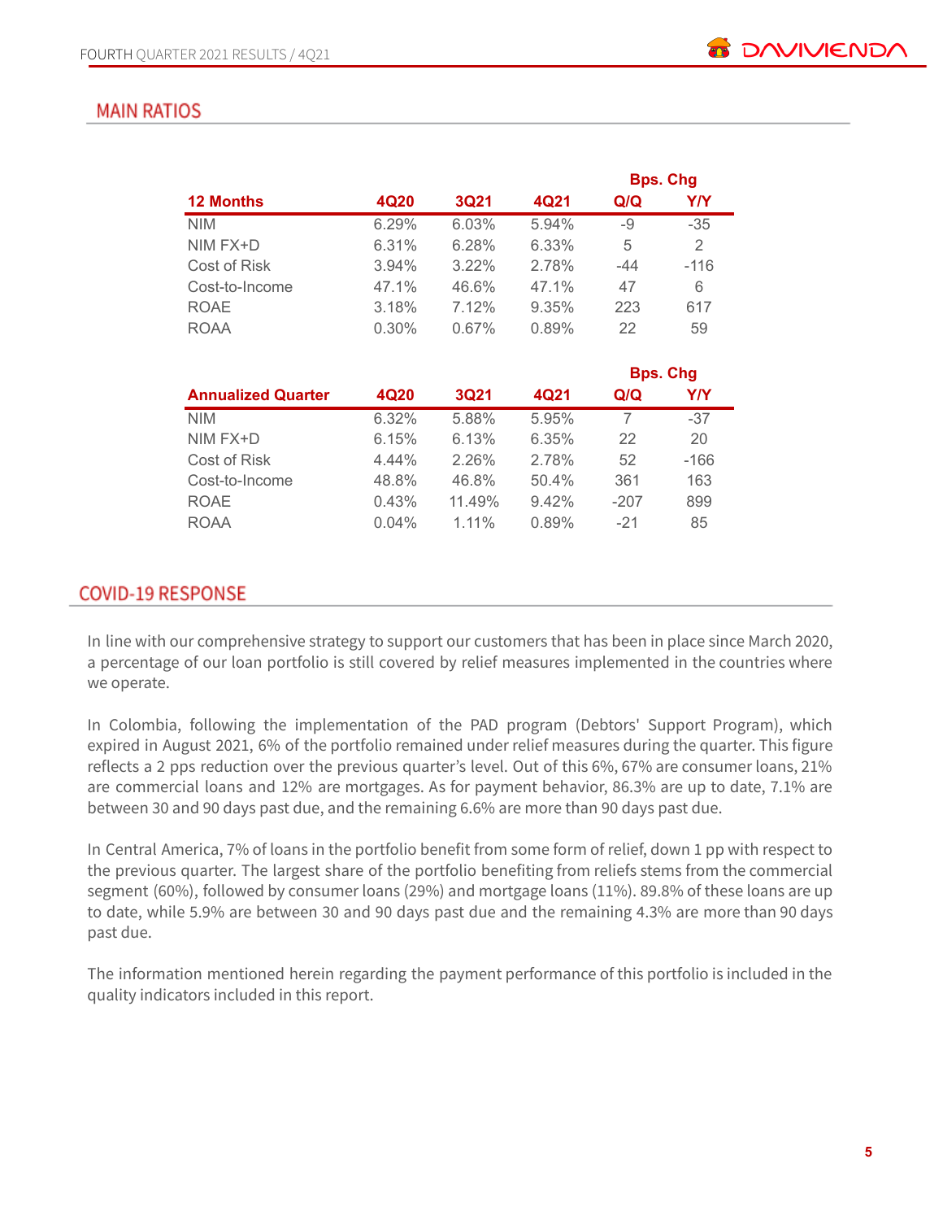## MAIN RATIOS

| 12 Months | 4Q20 | 3Q21 | 4Q21 | Bps. Chg Q/Q | Bps. Chg Y/Y |
|---|---|---|---|---|---|
| NIM | 6.29% | 6.03% | 5.94% | -9 | -35 |
| NIM FX+D | 6.31% | 6.28% | 6.33% | 5 | 2 |
| Cost of Risk | 3.94% | 3.22% | 2.78% | -44 | -116 |
| Cost-to-Income | 47.1% | 46.6% | 47.1% | 47 | 6 |
| ROAE | 3.18% | 7.12% | 9.35% | 223 | 617 |
| ROAA | 0.30% | 0.67% | 0.89% | 22 | 59 |

| Annualized Quarter | 4Q20 | 3Q21 | 4Q21 | Bps. Chg Q/Q | Bps. Chg Y/Y |
|---|---|---|---|---|---|
| NIM | 6.32% | 5.88% | 5.95% | 7 | -37 |
| NIM FX+D | 6.15% | 6.13% | 6.35% | 22 | 20 |
| Cost of Risk | 4.44% | 2.26% | 2.78% | 52 | -166 |
| Cost-to-Income | 48.8% | 46.8% | 50.4% | 361 | 163 |
| ROAE | 0.43% | 11.49% | 9.42% | -207 | 899 |
| ROAA | 0.04% | 1.11% | 0.89% | -21 | 85 |

## COVID-19 RESPONSE

In line with our comprehensive strategy to support our customers that has been in place since March 2020, a percentage of our loan portfolio is still covered by relief measures implemented in the countries where we operate.

In Colombia, following the implementation of the PAD program (Debtors' Support Program), which expired in August 2021, 6% of the portfolio remained under relief measures during the quarter. This figure reflects a 2 pps reduction over the previous quarter's level. Out of this 6%, 67% are consumer loans, 21% are commercial loans and 12% are mortgages. As for payment behavior, 86.3% are up to date, 7.1% are between 30 and 90 days past due, and the remaining 6.6% are more than 90 days past due.

In Central America, 7% of loans in the portfolio benefit from some form of relief, down 1 pp with respect to the previous quarter. The largest share of the portfolio benefiting from reliefs stems from the commercial segment (60%), followed by consumer loans (29%) and mortgage loans (11%). 89.8% of these loans are up to date, while 5.9% are between 30 and 90 days past due and the remaining 4.3% are more than 90 days past due.

The information mentioned herein regarding the payment performance of this portfolio is included in the quality indicators included in this report.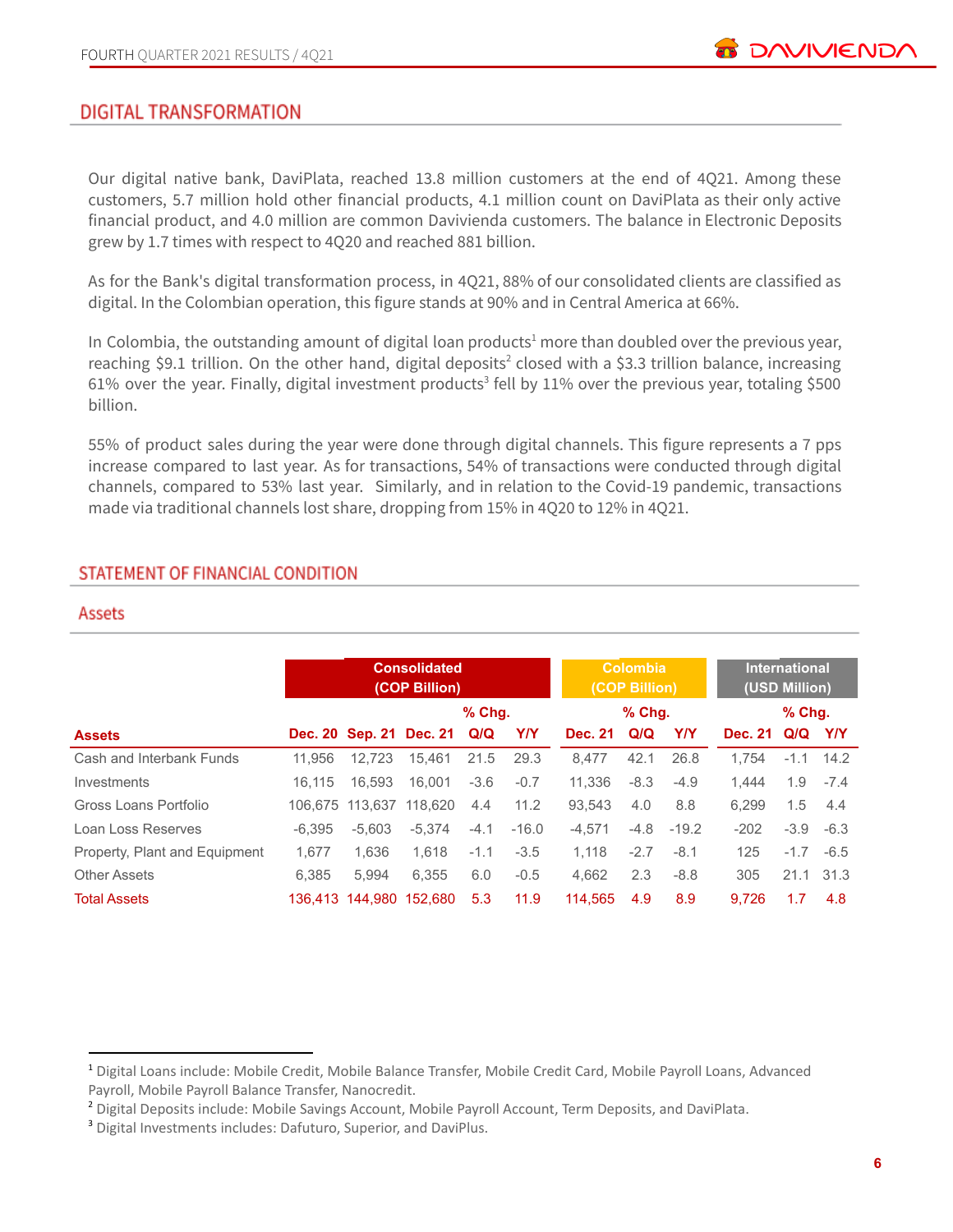## DIGITAL TRANSFORMATION

Our digital native bank, DaviPlata, reached 13.8 million customers at the end of 4Q21. Among these customers, 5.7 million hold other financial products, 4.1 million count on DaviPlata as their only active financial product, and 4.0 million are common Davivienda customers. The balance in Electronic Deposits grew by 1.7 times with respect to 4Q20 and reached 881 billion.

As for the Bank's digital transformation process, in 4Q21, 88% of our consolidated clients are classified as digital. In the Colombian operation, this figure stands at 90% and in Central America at 66%.

In Colombia, the outstanding amount of digital loan products[1] more than doubled over the previous year, reaching $9.1 trillion. On the other hand, digital deposits[2] closed with a $3.3 trillion balance, increasing 61% over the year. Finally, digital investment products[3] fell by 11% over the previous year, totaling $500 billion.

55% of product sales during the year were done through digital channels. This figure represents a 7 pps increase compared to last year. As for transactions, 54% of transactions were conducted through digital channels, compared to 53% last year. Similarly, and in relation to the Covid-19 pandemic, transactions made via traditional channels lost share, dropping from 15% in 4Q20 to 12% in 4Q21.

## STATEMENT OF FINANCIAL CONDITION

### Assets

| | Consolidated (COP Billion) | | | | | Colombia (COP Billion) | | | International (USD Million) | | |
|---|---|---|---|---|---|---|---|---|---|---|---|
| | | | | % Chg. | | | % Chg. | | | % Chg. | |
| **Assets** | Dec. 20 | Sep. 21 | Dec. 21 | Q/Q | Y/Y | Dec. 21 | Q/Q | Y/Y | Dec. 21 | Q/Q | Y/Y |
| Cash and Interbank Funds | 11,956 | 12,723 | 15,461 | 21.5 | 29.3 | 8,477 | 42.1 | 26.8 | 1,754 | -1.1 | 14.2 |
| Investments | 16,115 | 16,593 | 16,001 | -3.6 | -0.7 | 11,336 | -8.3 | -4.9 | 1,444 | 1.9 | -7.4 |
| Gross Loans Portfolio | 106,675 | 113,637 | 118,620 | 4.4 | 11.2 | 93,543 | 4.0 | 8.8 | 6,299 | 1.5 | 4.4 |
| Loan Loss Reserves | -6,395 | -5,603 | -5,374 | -4.1 | -16.0 | -4,571 | -4.8 | -19.2 | -202 | -3.9 | -6.3 |
| Property, Plant and Equipment | 1,677 | 1,636 | 1,618 | -1.1 | -3.5 | 1,118 | -2.7 | -8.1 | 125 | -1.7 | -6.5 |
| Other Assets | 6,385 | 5,994 | 6,355 | 6.0 | -0.5 | 4,662 | 2.3 | -8.8 | 305 | 21.1 | 31.3 |
| **Total Assets** | 136,413 | 144,980 | 152,680 | 5.3 | 11.9 | 114,565 | 4.9 | 8.9 | 9,726 | 1.7 | 4.8 |

[1] Digital Loans include: Mobile Credit, Mobile Balance Transfer, Mobile Credit Card, Mobile Payroll Loans, Advanced Payroll, Mobile Payroll Balance Transfer, Nanocredit.

[2] Digital Deposits include: Mobile Savings Account, Mobile Payroll Account, Term Deposits, and DaviPlata.

[3] Digital Investments includes: Dafuturo, Superior, and DaviPlus.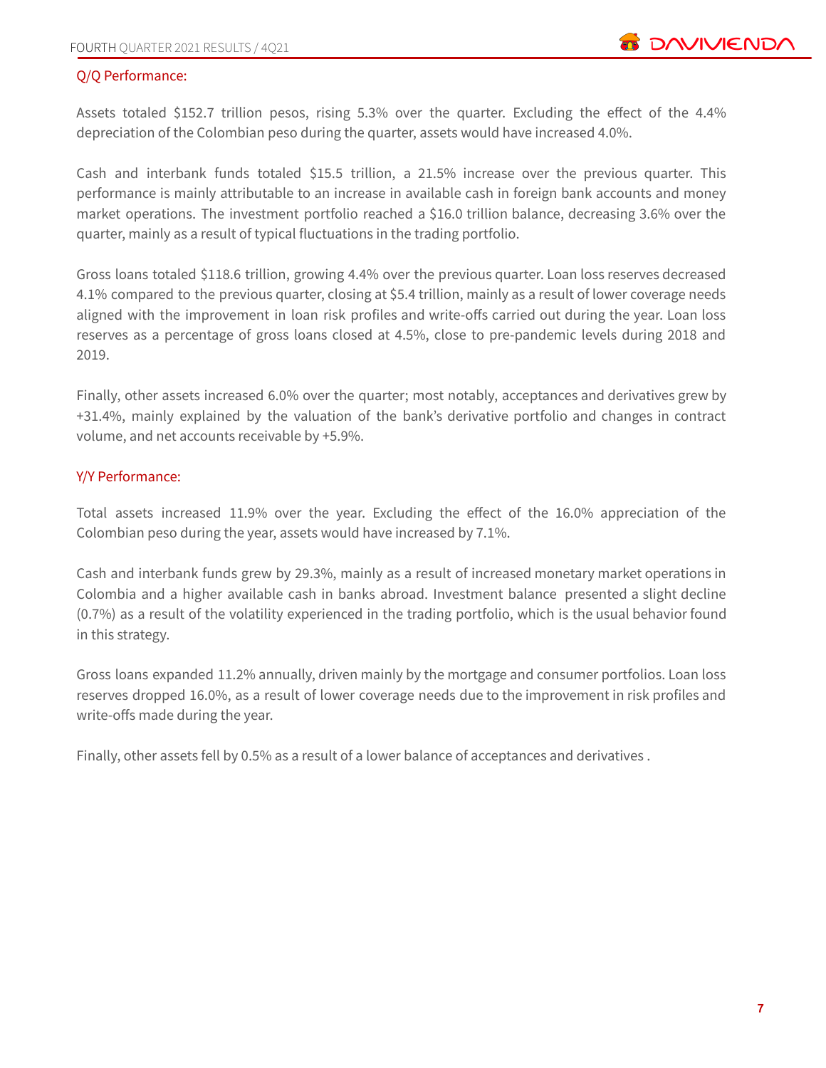## Q/Q Performance:

Assets totaled $152.7 trillion pesos, rising 5.3% over the quarter. Excluding the effect of the 4.4% depreciation of the Colombian peso during the quarter, assets would have increased 4.0%.

Cash and interbank funds totaled $15.5 trillion, a 21.5% increase over the previous quarter. This performance is mainly attributable to an increase in available cash in foreign bank accounts and money market operations. The investment portfolio reached a $16.0 trillion balance, decreasing 3.6% over the quarter, mainly as a result of typical fluctuations in the trading portfolio.

Gross loans totaled $118.6 trillion, growing 4.4% over the previous quarter. Loan loss reserves decreased 4.1% compared to the previous quarter, closing at $5.4 trillion, mainly as a result of lower coverage needs aligned with the improvement in loan risk profiles and write-offs carried out during the year. Loan loss reserves as a percentage of gross loans closed at 4.5%, close to pre-pandemic levels during 2018 and 2019.

Finally, other assets increased 6.0% over the quarter; most notably, acceptances and derivatives grew by +31.4%, mainly explained by the valuation of the bank's derivative portfolio and changes in contract volume, and net accounts receivable by +5.9%.

## Y/Y Performance:

Total assets increased 11.9% over the year. Excluding the effect of the 16.0% appreciation of the Colombian peso during the year, assets would have increased by 7.1%.

Cash and interbank funds grew by 29.3%, mainly as a result of increased monetary market operations in Colombia and a higher available cash in banks abroad. Investment balance presented a slight decline (0.7%) as a result of the volatility experienced in the trading portfolio, which is the usual behavior found in this strategy.

Gross loans expanded 11.2% annually, driven mainly by the mortgage and consumer portfolios. Loan loss reserves dropped 16.0%, as a result of lower coverage needs due to the improvement in risk profiles and write-offs made during the year.

Finally, other assets fell by 0.5% as a result of a lower balance of acceptances and derivatives .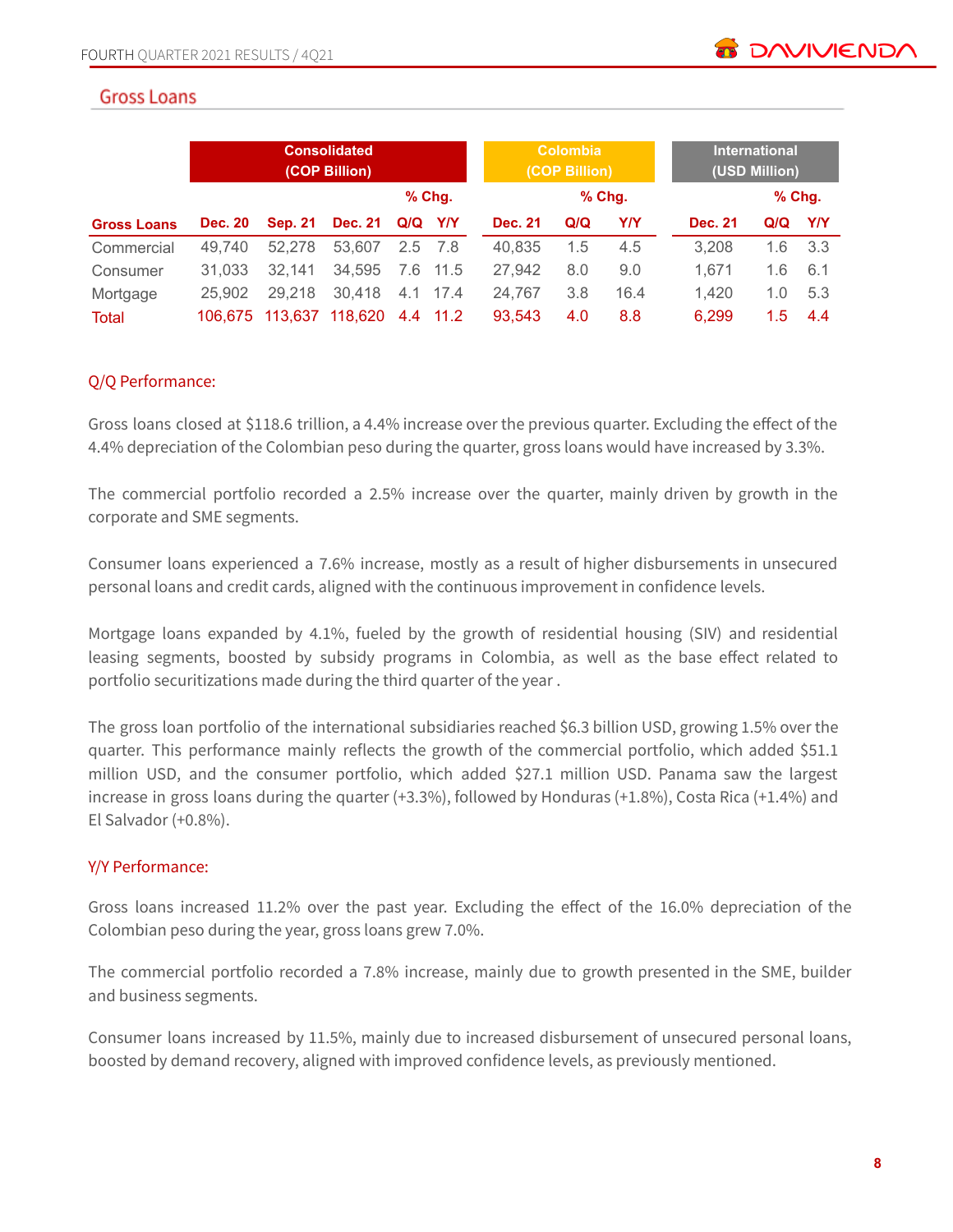## Gross Loans

| | Consolidated (COP Billion) | | | | | Colombia (COP Billion) | | | International (USD Million) | | |
|---|---|---|---|---|---|---|---|---|---|---|---|
| | | | | % Chg. | | | % Chg. | | | % Chg. | |
| **Gross Loans** | **Dec. 20** | **Sep. 21** | **Dec. 21** | **Q/Q** | **Y/Y** | **Dec. 21** | **Q/Q** | **Y/Y** | **Dec. 21** | **Q/Q** | **Y/Y** |
| Commercial | 49,740 | 52,278 | 53,607 | 2.5 | 7.8 | 40,835 | 1.5 | 4.5 | 3,208 | 1.6 | 3.3 |
| Consumer | 31,033 | 32,141 | 34,595 | 7.6 | 11.5 | 27,942 | 8.0 | 9.0 | 1,671 | 1.6 | 6.1 |
| Mortgage | 25,902 | 29,218 | 30,418 | 4.1 | 17.4 | 24,767 | 3.8 | 16.4 | 1,420 | 1.0 | 5.3 |
| Total | 106,675 | 113,637 | 118,620 | 4.4 | 11.2 | 93,543 | 4.0 | 8.8 | 6,299 | 1.5 | 4.4 |

### Q/Q Performance:

Gross loans closed at $118.6 trillion, a 4.4% increase over the previous quarter. Excluding the effect of the 4.4% depreciation of the Colombian peso during the quarter, gross loans would have increased by 3.3%.

The commercial portfolio recorded a 2.5% increase over the quarter, mainly driven by growth in the corporate and SME segments.

Consumer loans experienced a 7.6% increase, mostly as a result of higher disbursements in unsecured personal loans and credit cards, aligned with the continuous improvement in confidence levels.

Mortgage loans expanded by 4.1%, fueled by the growth of residential housing (SIV) and residential leasing segments, boosted by subsidy programs in Colombia, as well as the base effect related to portfolio securitizations made during the third quarter of the year .

The gross loan portfolio of the international subsidiaries reached $6.3 billion USD, growing 1.5% over the quarter. This performance mainly reflects the growth of the commercial portfolio, which added $51.1 million USD, and the consumer portfolio, which added $27.1 million USD. Panama saw the largest increase in gross loans during the quarter (+3.3%), followed by Honduras (+1.8%), Costa Rica (+1.4%) and El Salvador (+0.8%).

### Y/Y Performance:

Gross loans increased 11.2% over the past year. Excluding the effect of the 16.0% depreciation of the Colombian peso during the year, gross loans grew 7.0%.

The commercial portfolio recorded a 7.8% increase, mainly due to growth presented in the SME, builder and business segments.

Consumer loans increased by 11.5%, mainly due to increased disbursement of unsecured personal loans, boosted by demand recovery, aligned with improved confidence levels, as previously mentioned.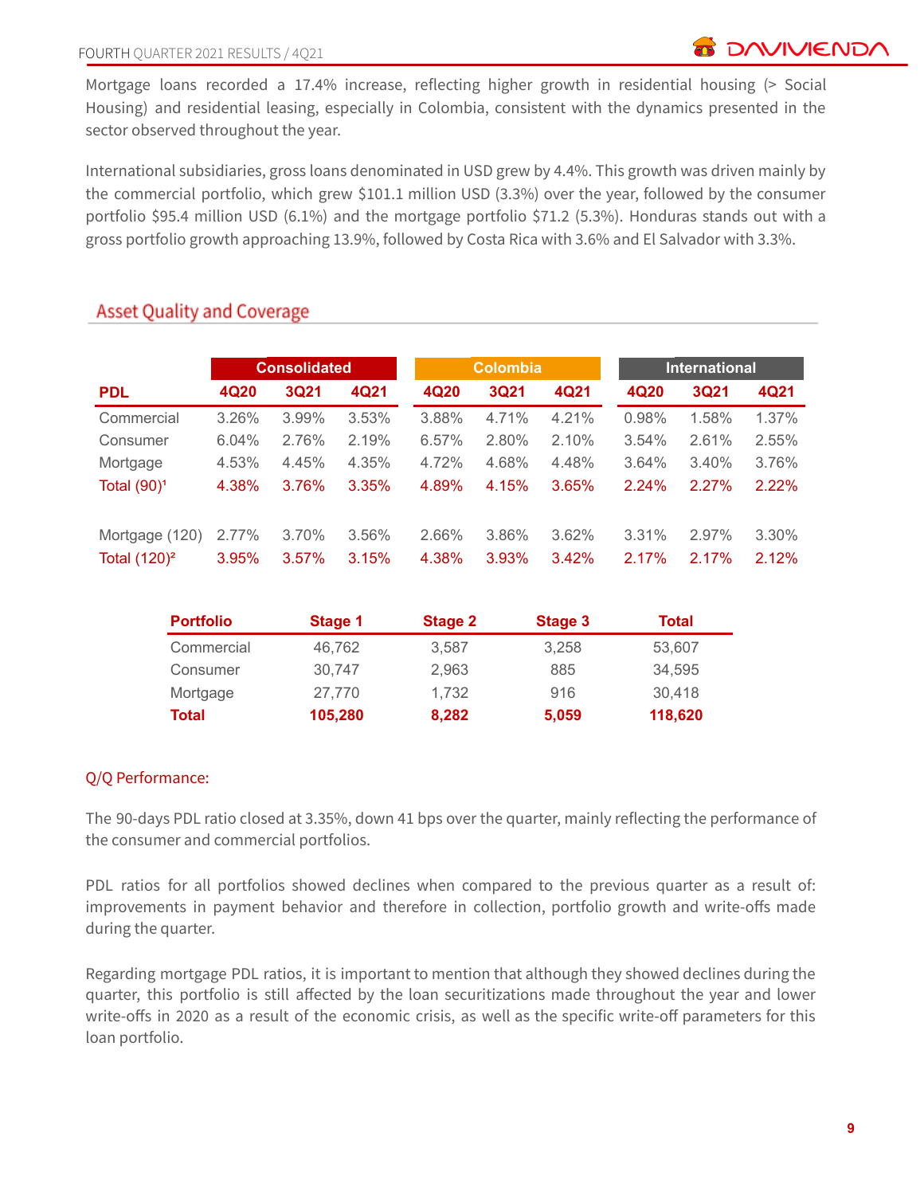Mortgage loans recorded a 17.4% increase, reflecting higher growth in residential housing (> Social Housing) and residential leasing, especially in Colombia, consistent with the dynamics presented in the sector observed throughout the year.

International subsidiaries, gross loans denominated in USD grew by 4.4%. This growth was driven mainly by the commercial portfolio, which grew $101.1 million USD (3.3%) over the year, followed by the consumer portfolio $95.4 million USD (6.1%) and the mortgage portfolio $71.2 (5.3%). Honduras stands out with a gross portfolio growth approaching 13.9%, followed by Costa Rica with 3.6% and El Salvador with 3.3%.

## Asset Quality and Coverage

| | Consolidated | | | Colombia | | | International | | |
|---|---|---|---|---|---|---|---|---|---|
| **PDL** | **4Q20** | **3Q21** | **4Q21** | **4Q20** | **3Q21** | **4Q21** | **4Q20** | **3Q21** | **4Q21** |
| Commercial | 3.26% | 3.99% | 3.53% | 3.88% | 4.71% | 4.21% | 0.98% | 1.58% | 1.37% |
| Consumer | 6.04% | 2.76% | 2.19% | 6.57% | 2.80% | 2.10% | 3.54% | 2.61% | 2.55% |
| Mortgage | 4.53% | 4.45% | 4.35% | 4.72% | 4.68% | 4.48% | 3.64% | 3.40% | 3.76% |
| Total (90)[1] | 4.38% | 3.76% | 3.35% | 4.89% | 4.15% | 3.65% | 2.24% | 2.27% | 2.22% |
| | | | | | | | | | |
| Mortgage (120) | 2.77% | 3.70% | 3.56% | 2.66% | 3.86% | 3.62% | 3.31% | 2.97% | 3.30% |
| Total (120)[2] | 3.95% | 3.57% | 3.15% | 4.38% | 3.93% | 3.42% | 2.17% | 2.17% | 2.12% |

| Portfolio | Stage 1 | Stage 2 | Stage 3 | Total |
|---|---|---|---|---|
| Commercial | 46,762 | 3,587 | 3,258 | 53,607 |
| Consumer | 30,747 | 2,963 | 885 | 34,595 |
| Mortgage | 27,770 | 1,732 | 916 | 30,418 |
| **Total** | **105,280** | **8,282** | **5,059** | **118,620** |

### Q/Q Performance:

The 90-days PDL ratio closed at 3.35%, down 41 bps over the quarter, mainly reflecting the performance of the consumer and commercial portfolios.

PDL ratios for all portfolios showed declines when compared to the previous quarter as a result of: improvements in payment behavior and therefore in collection, portfolio growth and write-offs made during the quarter.

Regarding mortgage PDL ratios, it is important to mention that although they showed declines during the quarter, this portfolio is still affected by the loan securitizations made throughout the year and lower write-offs in 2020 as a result of the economic crisis, as well as the specific write-off parameters for this loan portfolio.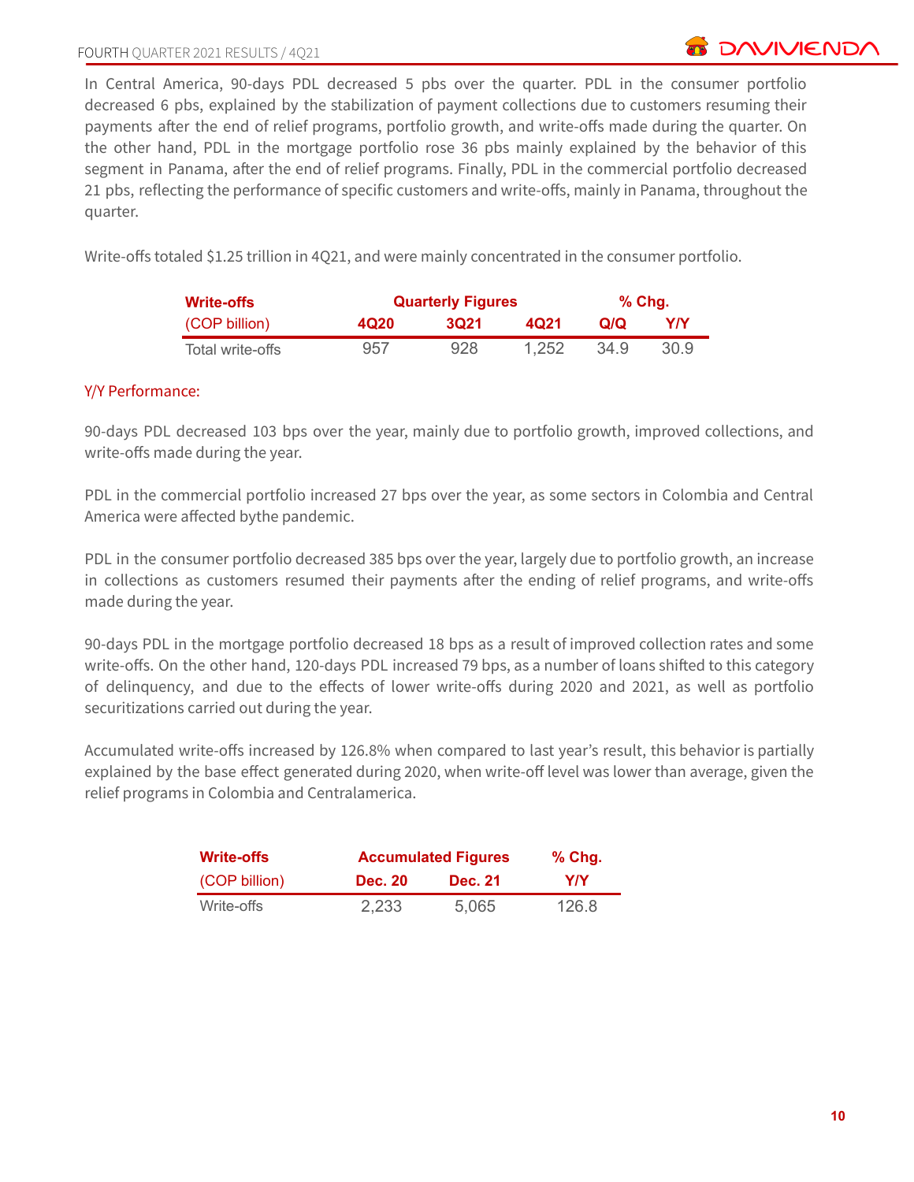In Central America, 90-days PDL decreased 5 pbs over the quarter. PDL in the consumer portfolio decreased 6 pbs, explained by the stabilization of payment collections due to customers resuming their payments after the end of relief programs, portfolio growth, and write-offs made during the quarter. On the other hand, PDL in the mortgage portfolio rose 36 pbs mainly explained by the behavior of this segment in Panama, after the end of relief programs. Finally, PDL in the commercial portfolio decreased 21 pbs, reflecting the performance of specific customers and write-offs, mainly in Panama, throughout the quarter.

Write-offs totaled $1.25 trillion in 4Q21, and were mainly concentrated in the consumer portfolio.

| Write-offs | Quarterly Figures | | | % Chg. | |
|---|---|---|---|---|---|
| (COP billion) | 4Q20 | 3Q21 | 4Q21 | Q/Q | Y/Y |
| Total write-offs | 957 | 928 | 1,252 | 34.9 | 30.9 |

Y/Y Performance:

90-days PDL decreased 103 bps over the year, mainly due to portfolio growth, improved collections, and write-offs made during the year.

PDL in the commercial portfolio increased 27 bps over the year, as some sectors in Colombia and Central America were affected bythe pandemic.

PDL in the consumer portfolio decreased 385 bps over the year, largely due to portfolio growth, an increase in collections as customers resumed their payments after the ending of relief programs, and write-offs made during the year.

90-days PDL in the mortgage portfolio decreased 18 bps as a result of improved collection rates and some write-offs. On the other hand, 120-days PDL increased 79 bps, as a number of loans shifted to this category of delinquency, and due to the effects of lower write-offs during 2020 and 2021, as well as portfolio securitizations carried out during the year.

Accumulated write-offs increased by 126.8% when compared to last year's result, this behavior is partially explained by the base effect generated during 2020, when write-off level was lower than average, given the relief programs in Colombia and Centralamerica.

| Write-offs | Accumulated Figures | | % Chg. |
|---|---|---|---|
| (COP billion) | Dec. 20 | Dec. 21 | Y/Y |
| Write-offs | 2,233 | 5,065 | 126.8 |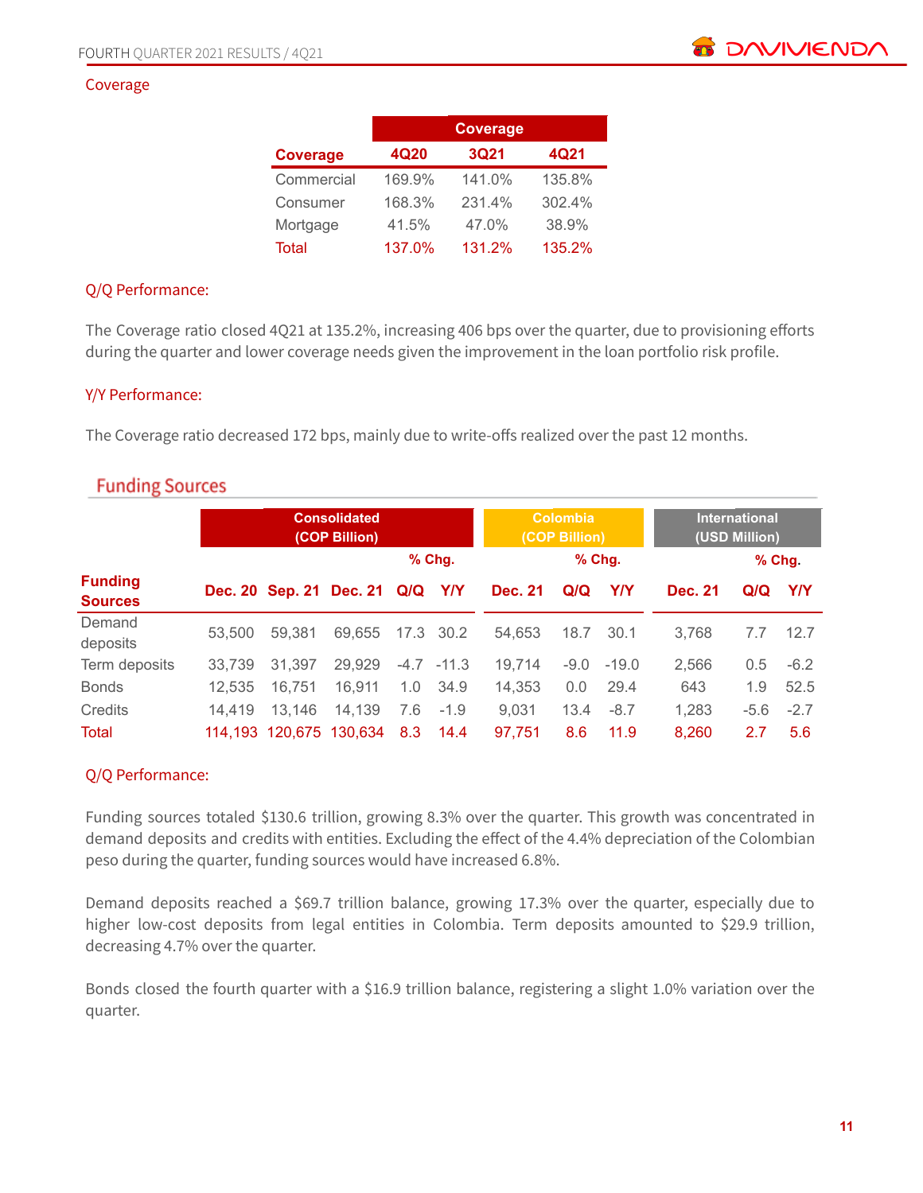## Coverage

| Coverage | 4Q20 | 3Q21 | 4Q21 |
|---|---|---|---|
| Commercial | 169.9% | 141.0% | 135.8% |
| Consumer | 168.3% | 231.4% | 302.4% |
| Mortgage | 41.5% | 47.0% | 38.9% |
| Total | 137.0% | 131.2% | 135.2% |

### Q/Q Performance:

The Coverage ratio closed 4Q21 at 135.2%, increasing 406 bps over the quarter, due to provisioning efforts during the quarter and lower coverage needs given the improvement in the loan portfolio risk profile.

### Y/Y Performance:

The Coverage ratio decreased 172 bps, mainly due to write-offs realized over the past 12 months.

## Funding Sources

| | Consolidated (COP Billion) | | | | | Colombia (COP Billion) | | | International (USD Million) | | |
|---|---|---|---|---|---|---|---|---|---|---|---|
| | | | | % Chg. | | | % Chg. | | | % Chg. | |
| Funding Sources | Dec. 20 | Sep. 21 | Dec. 21 | Q/Q | Y/Y | Dec. 21 | Q/Q | Y/Y | Dec. 21 | Q/Q | Y/Y |
| Demand deposits | 53,500 | 59,381 | 69,655 | 17.3 | 30.2 | 54,653 | 18.7 | 30.1 | 3,768 | 7.7 | 12.7 |
| Term deposits | 33,739 | 31,397 | 29,929 | -4.7 | -11.3 | 19,714 | -9.0 | -19.0 | 2,566 | 0.5 | -6.2 |
| Bonds | 12,535 | 16,751 | 16,911 | 1.0 | 34.9 | 14,353 | 0.0 | 29.4 | 643 | 1.9 | 52.5 |
| Credits | 14,419 | 13,146 | 14,139 | 7.6 | -1.9 | 9,031 | 13.4 | -8.7 | 1,283 | -5.6 | -2.7 |
| Total | 114,193 | 120,675 | 130,634 | 8.3 | 14.4 | 97,751 | 8.6 | 11.9 | 8,260 | 2.7 | 5.6 |

### Q/Q Performance:

Funding sources totaled $130.6 trillion, growing 8.3% over the quarter. This growth was concentrated in demand deposits and credits with entities. Excluding the effect of the 4.4% depreciation of the Colombian peso during the quarter, funding sources would have increased 6.8%.

Demand deposits reached a $69.7 trillion balance, growing 17.3% over the quarter, especially due to higher low-cost deposits from legal entities in Colombia. Term deposits amounted to $29.9 trillion, decreasing 4.7% over the quarter.

Bonds closed the fourth quarter with a $16.9 trillion balance, registering a slight 1.0% variation over the quarter.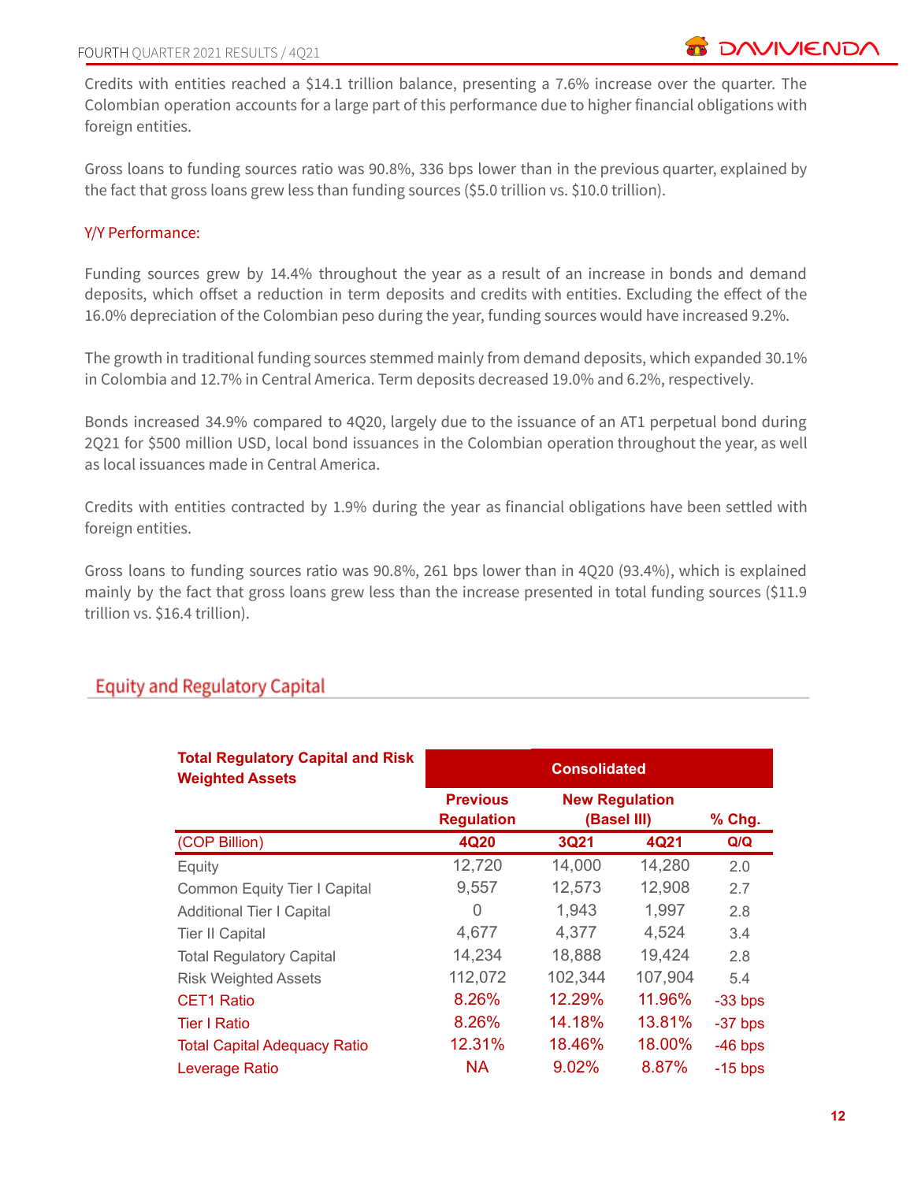Credits with entities reached a $14.1 trillion balance, presenting a 7.6% increase over the quarter. The Colombian operation accounts for a large part of this performance due to higher financial obligations with foreign entities.

Gross loans to funding sources ratio was 90.8%, 336 bps lower than in the previous quarter, explained by the fact that gross loans grew less than funding sources ($5.0 trillion vs. $10.0 trillion).

### Y/Y Performance:

Funding sources grew by 14.4% throughout the year as a result of an increase in bonds and demand deposits, which offset a reduction in term deposits and credits with entities. Excluding the effect of the 16.0% depreciation of the Colombian peso during the year, funding sources would have increased 9.2%.

The growth in traditional funding sources stemmed mainly from demand deposits, which expanded 30.1% in Colombia and 12.7% in Central America. Term deposits decreased 19.0% and 6.2%, respectively.

Bonds increased 34.9% compared to 4Q20, largely due to the issuance of an AT1 perpetual bond during 2Q21 for $500 million USD, local bond issuances in the Colombian operation throughout the year, as well as local issuances made in Central America.

Credits with entities contracted by 1.9% during the year as financial obligations have been settled with foreign entities.

Gross loans to funding sources ratio was 90.8%, 261 bps lower than in 4Q20 (93.4%), which is explained mainly by the fact that gross loans grew less than the increase presented in total funding sources ($11.9 trillion vs. $16.4 trillion).

## Equity and Regulatory Capital

| Total Regulatory Capital and Risk Weighted Assets | Consolidated | | | |
|---|---|---|---|---|
| | Previous Regulation | New Regulation (Basel III) | | % Chg. |
| (COP Billion) | 4Q20 | 3Q21 | 4Q21 | Q/Q |
| Equity | 12,720 | 14,000 | 14,280 | 2.0 |
| Common Equity Tier I Capital | 9,557 | 12,573 | 12,908 | 2.7 |
| Additional Tier I Capital | 0 | 1,943 | 1,997 | 2.8 |
| Tier II Capital | 4,677 | 4,377 | 4,524 | 3.4 |
| Total Regulatory Capital | 14,234 | 18,888 | 19,424 | 2.8 |
| Risk Weighted Assets | 112,072 | 102,344 | 107,904 | 5.4 |
| CET1 Ratio | 8.26% | 12.29% | 11.96% | -33 bps |
| Tier I Ratio | 8.26% | 14.18% | 13.81% | -37 bps |
| Total Capital Adequacy Ratio | 12.31% | 18.46% | 18.00% | -46 bps |
| Leverage Ratio | NA | 9.02% | 8.87% | -15 bps |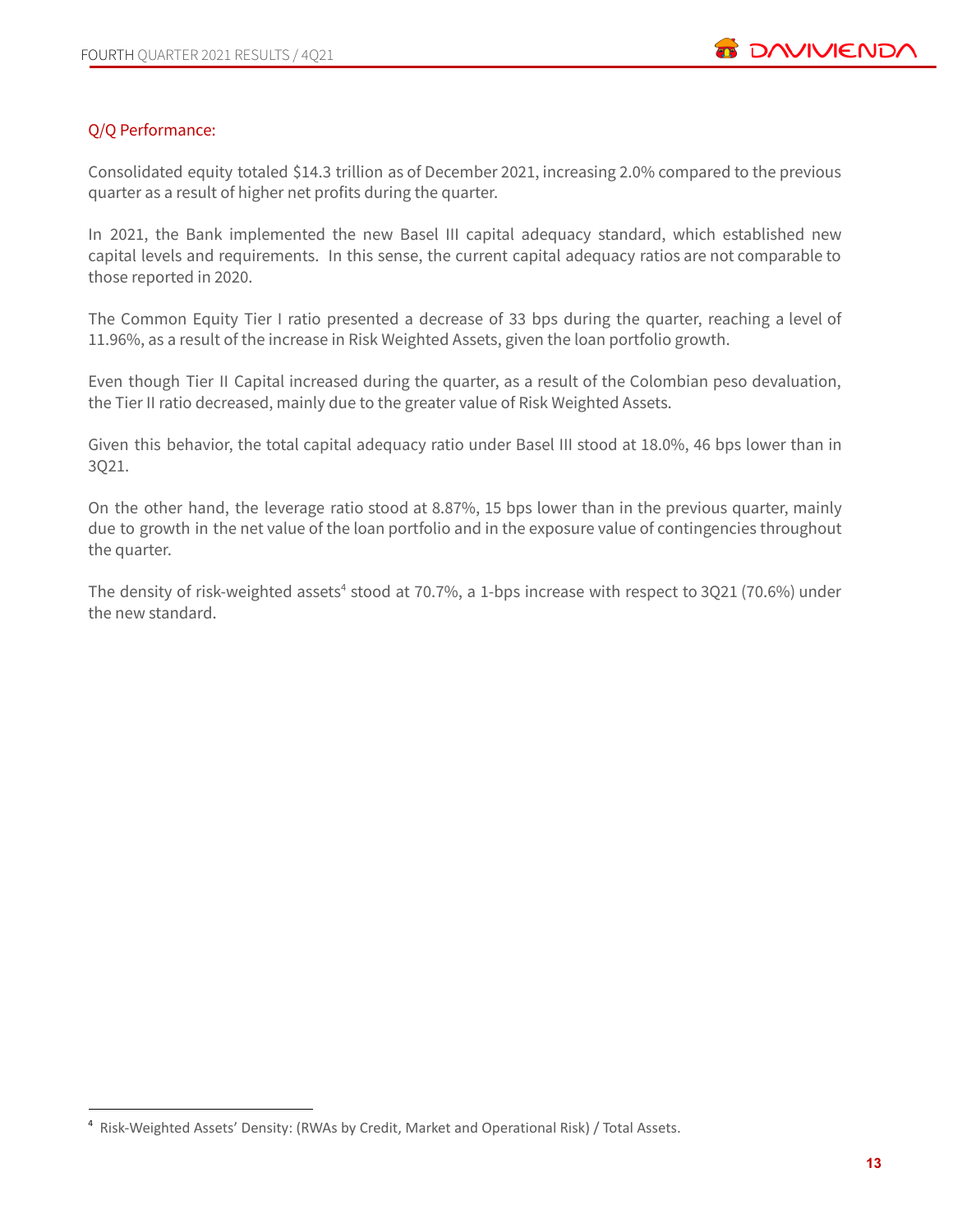## Q/Q Performance:

Consolidated equity totaled $14.3 trillion as of December 2021, increasing 2.0% compared to the previous quarter as a result of higher net profits during the quarter.

In 2021, the Bank implemented the new Basel III capital adequacy standard, which established new capital levels and requirements. In this sense, the current capital adequacy ratios are not comparable to those reported in 2020.

The Common Equity Tier I ratio presented a decrease of 33 bps during the quarter, reaching a level of 11.96%, as a result of the increase in Risk Weighted Assets, given the loan portfolio growth.

Even though Tier II Capital increased during the quarter, as a result of the Colombian peso devaluation, the Tier II ratio decreased, mainly due to the greater value of Risk Weighted Assets.

Given this behavior, the total capital adequacy ratio under Basel III stood at 18.0%, 46 bps lower than in 3Q21.

On the other hand, the leverage ratio stood at 8.87%, 15 bps lower than in the previous quarter, mainly due to growth in the net value of the loan portfolio and in the exposure value of contingencies throughout the quarter.

The density of risk-weighted assets[4] stood at 70.7%, a 1-bps increase with respect to 3Q21 (70.6%) under the new standard.

[4] Risk-Weighted Assets' Density: (RWAs by Credit, Market and Operational Risk) / Total Assets.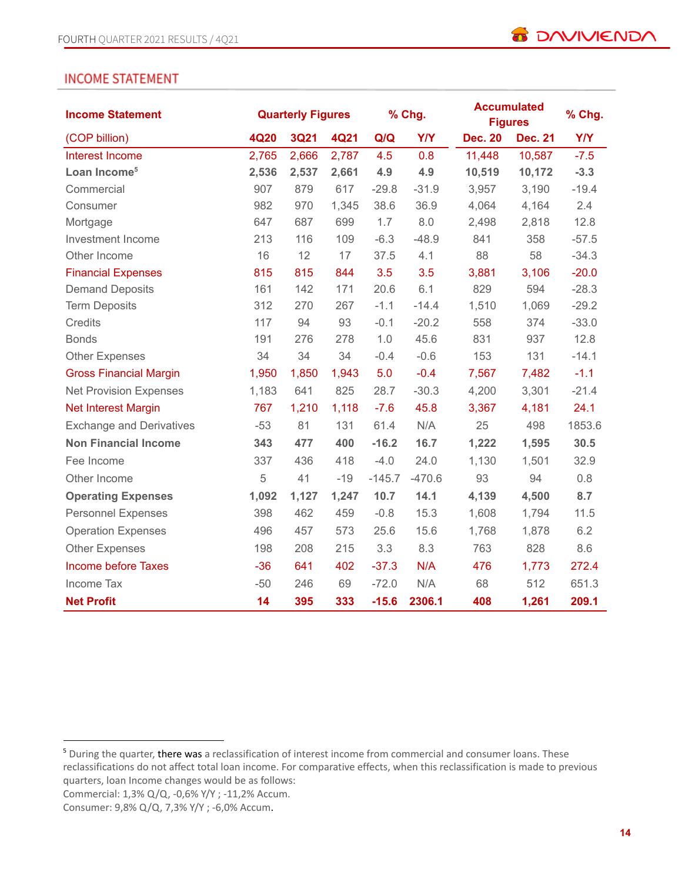## INCOME STATEMENT

| Income Statement | Quarterly Figures | | | % Chg. | | Accumulated Figures | | % Chg. |
|---|---|---|---|---|---|---|---|---|
| (COP billion) | 4Q20 | 3Q21 | 4Q21 | Q/Q | Y/Y | Dec. 20 | Dec. 21 | Y/Y |
| Interest Income | 2,765 | 2,666 | 2,787 | 4.5 | 0.8 | 11,448 | 10,587 | -7.5 |
| **Loan Income[5]** | **2,536** | **2,537** | **2,661** | **4.9** | **4.9** | **10,519** | **10,172** | **-3.3** |
| Commercial | 907 | 879 | 617 | -29.8 | -31.9 | 3,957 | 3,190 | -19.4 |
| Consumer | 982 | 970 | 1,345 | 38.6 | 36.9 | 4,064 | 4,164 | 2.4 |
| Mortgage | 647 | 687 | 699 | 1.7 | 8.0 | 2,498 | 2,818 | 12.8 |
| Investment Income | 213 | 116 | 109 | -6.3 | -48.9 | 841 | 358 | -57.5 |
| Other Income | 16 | 12 | 17 | 37.5 | 4.1 | 88 | 58 | -34.3 |
| Financial Expenses | 815 | 815 | 844 | 3.5 | 3.5 | 3,881 | 3,106 | -20.0 |
| Demand Deposits | 161 | 142 | 171 | 20.6 | 6.1 | 829 | 594 | -28.3 |
| Term Deposits | 312 | 270 | 267 | -1.1 | -14.4 | 1,510 | 1,069 | -29.2 |
| Credits | 117 | 94 | 93 | -0.1 | -20.2 | 558 | 374 | -33.0 |
| Bonds | 191 | 276 | 278 | 1.0 | 45.6 | 831 | 937 | 12.8 |
| Other Expenses | 34 | 34 | 34 | -0.4 | -0.6 | 153 | 131 | -14.1 |
| Gross Financial Margin | 1,950 | 1,850 | 1,943 | 5.0 | -0.4 | 7,567 | 7,482 | -1.1 |
| Net Provision Expenses | 1,183 | 641 | 825 | 28.7 | -30.3 | 4,200 | 3,301 | -21.4 |
| Net Interest Margin | 767 | 1,210 | 1,118 | -7.6 | 45.8 | 3,367 | 4,181 | 24.1 |
| Exchange and Derivatives | -53 | 81 | 131 | 61.4 | N/A | 25 | 498 | 1853.6 |
| **Non Financial Income** | **343** | **477** | **400** | **-16.2** | **16.7** | **1,222** | **1,595** | **30.5** |
| Fee Income | 337 | 436 | 418 | -4.0 | 24.0 | 1,130 | 1,501 | 32.9 |
| Other Income | 5 | 41 | -19 | -145.7 | -470.6 | 93 | 94 | 0.8 |
| **Operating Expenses** | **1,092** | **1,127** | **1,247** | **10.7** | **14.1** | **4,139** | **4,500** | **8.7** |
| Personnel Expenses | 398 | 462 | 459 | -0.8 | 15.3 | 1,608 | 1,794 | 11.5 |
| Operation Expenses | 496 | 457 | 573 | 25.6 | 15.6 | 1,768 | 1,878 | 6.2 |
| Other Expenses | 198 | 208 | 215 | 3.3 | 8.3 | 763 | 828 | 8.6 |
| Income before Taxes | -36 | 641 | 402 | -37.3 | N/A | 476 | 1,773 | 272.4 |
| Income Tax | -50 | 246 | 69 | -72.0 | N/A | 68 | 512 | 651.3 |
| **Net Profit** | **14** | **395** | **333** | **-15.6** | **2306.1** | **408** | **1,261** | **209.1** |

[5] During the quarter, there was a reclassification of interest income from commercial and consumer loans. These reclassifications do not affect total loan income. For comparative effects, when this reclassification is made to previous quarters, loan Income changes would be as follows:
Commercial: 1,3% Q/Q, -0,6% Y/Y ; -11,2% Accum.
Consumer: 9,8% Q/Q, 7,3% Y/Y ; -6,0% Accum.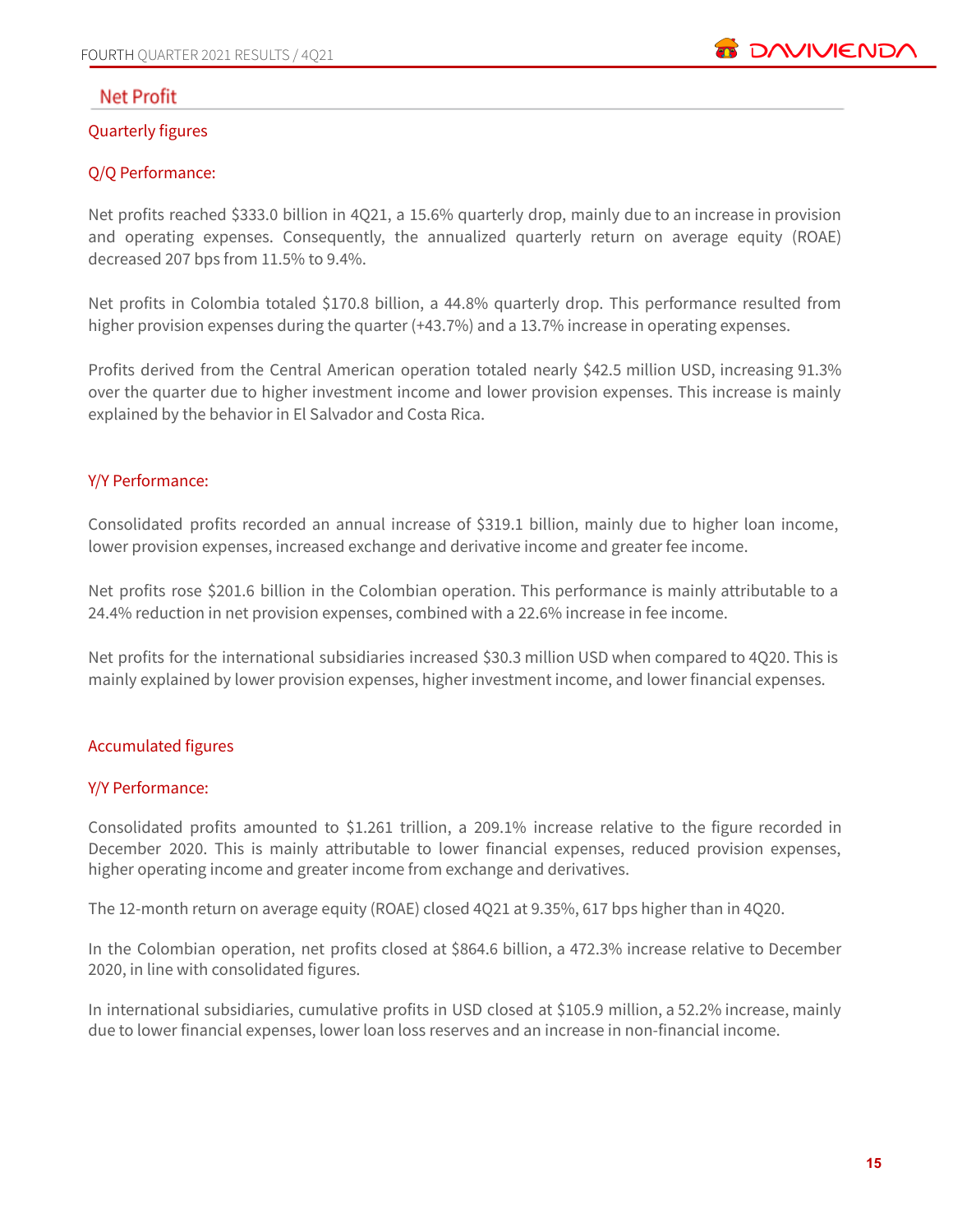## Net Profit

### Quarterly figures

#### Q/Q Performance:

Net profits reached $333.0 billion in 4Q21, a 15.6% quarterly drop, mainly due to an increase in provision and operating expenses. Consequently, the annualized quarterly return on average equity (ROAE) decreased 207 bps from 11.5% to 9.4%.

Net profits in Colombia totaled $170.8 billion, a 44.8% quarterly drop. This performance resulted from higher provision expenses during the quarter (+43.7%) and a 13.7% increase in operating expenses.

Profits derived from the Central American operation totaled nearly $42.5 million USD, increasing 91.3% over the quarter due to higher investment income and lower provision expenses. This increase is mainly explained by the behavior in El Salvador and Costa Rica.

#### Y/Y Performance:

Consolidated profits recorded an annual increase of $319.1 billion, mainly due to higher loan income, lower provision expenses, increased exchange and derivative income and greater fee income.

Net profits rose $201.6 billion in the Colombian operation. This performance is mainly attributable to a 24.4% reduction in net provision expenses, combined with a 22.6% increase in fee income.

Net profits for the international subsidiaries increased $30.3 million USD when compared to 4Q20. This is mainly explained by lower provision expenses, higher investment income, and lower financial expenses.

### Accumulated figures

#### Y/Y Performance:

Consolidated profits amounted to $1.261 trillion, a 209.1% increase relative to the figure recorded in December 2020. This is mainly attributable to lower financial expenses, reduced provision expenses, higher operating income and greater income from exchange and derivatives.

The 12-month return on average equity (ROAE) closed 4Q21 at 9.35%, 617 bps higher than in 4Q20.

In the Colombian operation, net profits closed at $864.6 billion, a 472.3% increase relative to December 2020, in line with consolidated figures.

In international subsidiaries, cumulative profits in USD closed at $105.9 million, a 52.2% increase, mainly due to lower financial expenses, lower loan loss reserves and an increase in non-financial income.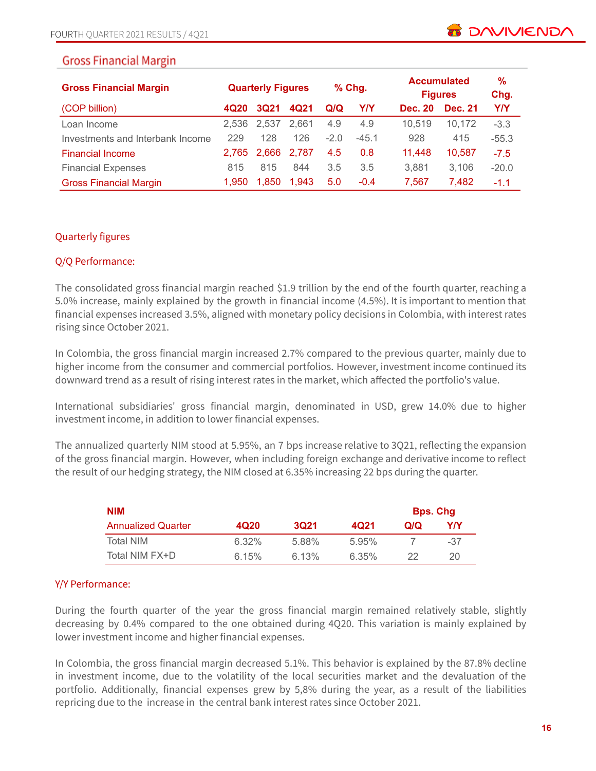## Gross Financial Margin

| Gross Financial Margin | Quarterly Figures | | | % Chg. | | Accumulated Figures | | % Chg. |
|---|---|---|---|---|---|---|---|---|
| (COP billion) | 4Q20 | 3Q21 | 4Q21 | Q/Q | Y/Y | Dec. 20 | Dec. 21 | Y/Y |
| Loan Income | 2,536 | 2,537 | 2,661 | 4.9 | 4.9 | 10,519 | 10,172 | -3.3 |
| Investments and Interbank Income | 229 | 128 | 126 | -2.0 | -45.1 | 928 | 415 | -55.3 |
| Financial Income | 2,765 | 2,666 | 2,787 | 4.5 | 0.8 | 11,448 | 10,587 | -7.5 |
| Financial Expenses | 815 | 815 | 844 | 3.5 | 3.5 | 3,881 | 3,106 | -20.0 |
| Gross Financial Margin | 1,950 | 1,850 | 1,943 | 5.0 | -0.4 | 7,567 | 7,482 | -1.1 |

### Quarterly figures

### Q/Q Performance:

The consolidated gross financial margin reached $1.9 trillion by the end of the fourth quarter, reaching a 5.0% increase, mainly explained by the growth in financial income (4.5%). It is important to mention that financial expenses increased 3.5%, aligned with monetary policy decisions in Colombia, with interest rates rising since October 2021.

In Colombia, the gross financial margin increased 2.7% compared to the previous quarter, mainly due to higher income from the consumer and commercial portfolios. However, investment income continued its downward trend as a result of rising interest rates in the market, which affected the portfolio's value.

International subsidiaries' gross financial margin, denominated in USD, grew 14.0% due to higher investment income, in addition to lower financial expenses.

The annualized quarterly NIM stood at 5.95%, an 7 bps increase relative to 3Q21, reflecting the expansion of the gross financial margin. However, when including foreign exchange and derivative income to reflect the result of our hedging strategy, the NIM closed at 6.35% increasing 22 bps during the quarter.

| NIM | | | | Bps. Chg | |
|---|---|---|---|---|---|
| Annualized Quarter | 4Q20 | 3Q21 | 4Q21 | Q/Q | Y/Y |
| Total NIM | 6.32% | 5.88% | 5.95% | 7 | -37 |
| Total NIM FX+D | 6.15% | 6.13% | 6.35% | 22 | 20 |

### Y/Y Performance:

During the fourth quarter of the year the gross financial margin remained relatively stable, slightly decreasing by 0.4% compared to the one obtained during 4Q20. This variation is mainly explained by lower investment income and higher financial expenses.

In Colombia, the gross financial margin decreased 5.1%. This behavior is explained by the 87.8% decline in investment income, due to the volatility of the local securities market and the devaluation of the portfolio. Additionally, financial expenses grew by 5,8% during the year, as a result of the liabilities repricing due to the increase in the central bank interest rates since October 2021.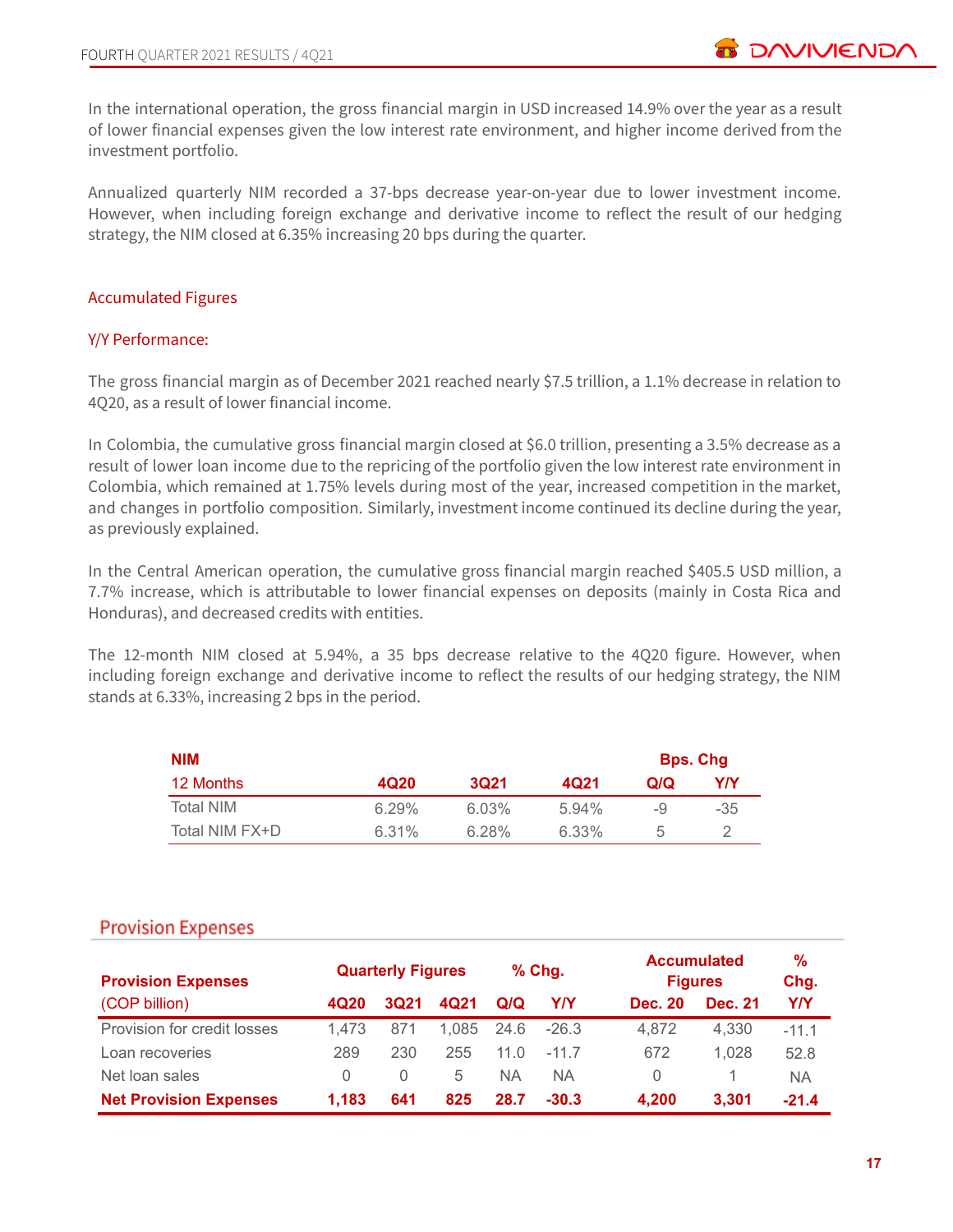In the international operation, the gross financial margin in USD increased 14.9% over the year as a result of lower financial expenses given the low interest rate environment, and higher income derived from the investment portfolio.

Annualized quarterly NIM recorded a 37-bps decrease year-on-year due to lower investment income. However, when including foreign exchange and derivative income to reflect the result of our hedging strategy, the NIM closed at 6.35% increasing 20 bps during the quarter.

### Accumulated Figures

#### Y/Y Performance:

The gross financial margin as of December 2021 reached nearly $7.5 trillion, a 1.1% decrease in relation to 4Q20, as a result of lower financial income.

In Colombia, the cumulative gross financial margin closed at $6.0 trillion, presenting a 3.5% decrease as a result of lower loan income due to the repricing of the portfolio given the low interest rate environment in Colombia, which remained at 1.75% levels during most of the year, increased competition in the market, and changes in portfolio composition. Similarly, investment income continued its decline during the year, as previously explained.

In the Central American operation, the cumulative gross financial margin reached $405.5 USD million, a 7.7% increase, which is attributable to lower financial expenses on deposits (mainly in Costa Rica and Honduras), and decreased credits with entities.

The 12-month NIM closed at 5.94%, a 35 bps decrease relative to the 4Q20 figure. However, when including foreign exchange and derivative income to reflect the results of our hedging strategy, the NIM stands at 6.33%, increasing 2 bps in the period.

| **NIM** | | | | **Bps. Chg** | |
|---|---|---|---|---|---|
| 12 Months | **4Q20** | **3Q21** | **4Q21** | **Q/Q** | **Y/Y** |
| Total NIM | 6.29% | 6.03% | 5.94% | -9 | -35 |
| Total NIM FX+D | 6.31% | 6.28% | 6.33% | 5 | 2 |

## Provision Expenses

| **Provision Expenses** | **Quarterly Figures** | | | **% Chg.** | | **Accumulated Figures** | | **% Chg.** |
|---|---|---|---|---|---|---|---|---|
| (COP billion) | **4Q20** | **3Q21** | **4Q21** | **Q/Q** | **Y/Y** | **Dec. 20** | **Dec. 21** | **Y/Y** |
| Provision for credit losses | 1,473 | 871 | 1,085 | 24.6 | -26.3 | 4,872 | 4,330 | -11.1 |
| Loan recoveries | 289 | 230 | 255 | 11.0 | -11.7 | 672 | 1,028 | 52.8 |
| Net loan sales | 0 | 0 | 5 | NA | NA | 0 | 1 | NA |
| **Net Provision Expenses** | **1,183** | **641** | **825** | **28.7** | **-30.3** | **4,200** | **3,301** | **-21.4** |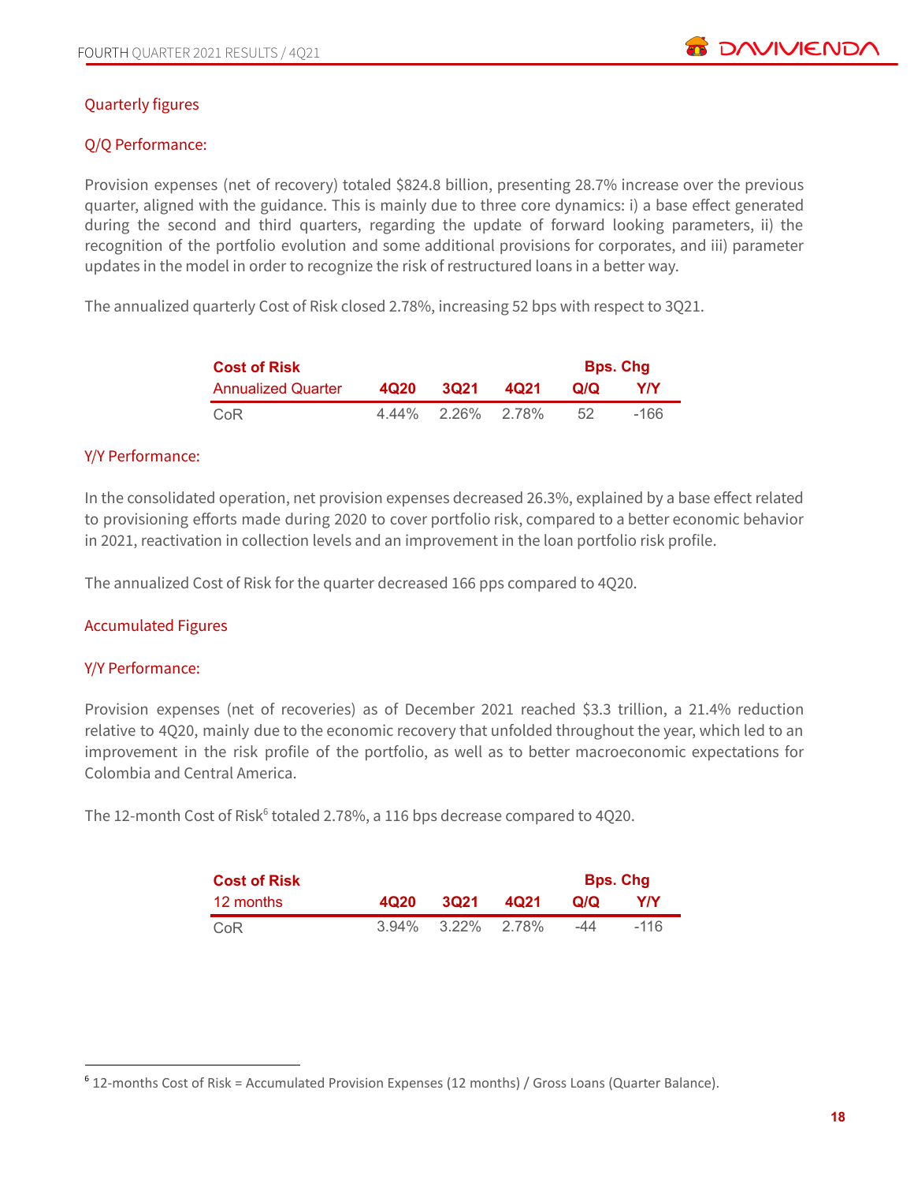## Quarterly figures

### Q/Q Performance:

Provision expenses (net of recovery) totaled $824.8 billion, presenting 28.7% increase over the previous quarter, aligned with the guidance. This is mainly due to three core dynamics: i) a base effect generated during the second and third quarters, regarding the update of forward looking parameters, ii) the recognition of the portfolio evolution and some additional provisions for corporates, and iii) parameter updates in the model in order to recognize the risk of restructured loans in a better way.

The annualized quarterly Cost of Risk closed 2.78%, increasing 52 bps with respect to 3Q21.

| Cost of Risk | | | | Bps. Chg | |
|---|---|---|---|---|---|
| Annualized Quarter | 4Q20 | 3Q21 | 4Q21 | Q/Q | Y/Y |
| CoR | 4.44% | 2.26% | 2.78% | 52 | -166 |

### Y/Y Performance:

In the consolidated operation, net provision expenses decreased 26.3%, explained by a base effect related to provisioning efforts made during 2020 to cover portfolio risk, compared to a better economic behavior in 2021, reactivation in collection levels and an improvement in the loan portfolio risk profile.

The annualized Cost of Risk for the quarter decreased 166 pps compared to 4Q20.

## Accumulated Figures

### Y/Y Performance:

Provision expenses (net of recoveries) as of December 2021 reached $3.3 trillion, a 21.4% reduction relative to 4Q20, mainly due to the economic recovery that unfolded throughout the year, which led to an improvement in the risk profile of the portfolio, as well as to better macroeconomic expectations for Colombia and Central America.

The 12-month Cost of Risk[6] totaled 2.78%, a 116 bps decrease compared to 4Q20.

| Cost of Risk | | | | Bps. Chg | |
|---|---|---|---|---|---|
| 12 months | 4Q20 | 3Q21 | 4Q21 | Q/Q | Y/Y |
| CoR | 3.94% | 3.22% | 2.78% | -44 | -116 |

[6] 12-months Cost of Risk = Accumulated Provision Expenses (12 months) / Gross Loans (Quarter Balance).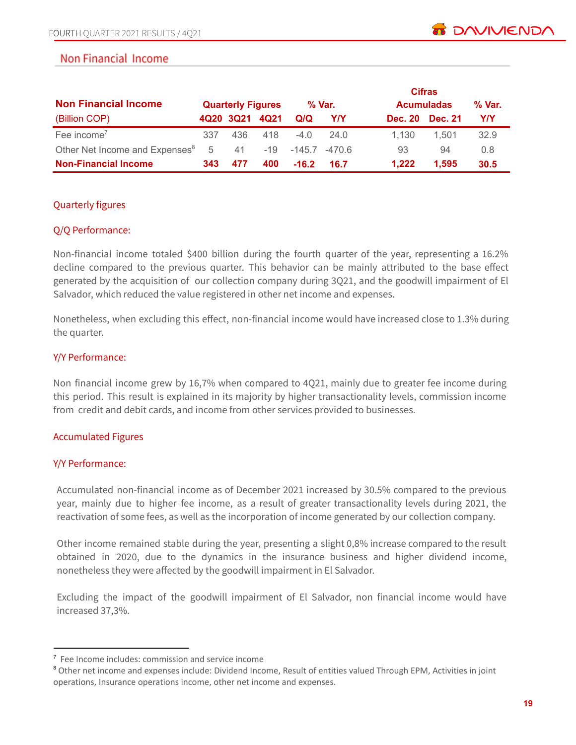## Non Financial Income

| Non Financial Income | Quarterly Figures | | | % Var. | | Cifras Acumuladas | | % Var. |
|---|---|---|---|---|---|---|---|---|
| (Billion COP) | 4Q20 | 3Q21 | 4Q21 | Q/Q | Y/Y | Dec. 20 | Dec. 21 | Y/Y |
| Fee income[7] | 337 | 436 | 418 | -4.0 | 24.0 | 1,130 | 1,501 | 32.9 |
| Other Net Income and Expenses[8] | 5 | 41 | -19 | -145.7 | -470.6 | 93 | 94 | 0.8 |
| **Non-Financial Income** | **343** | **477** | **400** | **-16.2** | **16.7** | **1,222** | **1,595** | **30.5** |

### Quarterly figures

#### Q/Q Performance:

Non-financial income totaled $400 billion during the fourth quarter of the year, representing a 16.2% decline compared to the previous quarter. This behavior can be mainly attributed to the base effect generated by the acquisition of our collection company during 3Q21, and the goodwill impairment of El Salvador, which reduced the value registered in other net income and expenses.

Nonetheless, when excluding this effect, non-financial income would have increased close to 1.3% during the quarter.

#### Y/Y Performance:

Non financial income grew by 16,7% when compared to 4Q21, mainly due to greater fee income during this period. This result is explained in its majority by higher transactionality levels, commission income from credit and debit cards, and income from other services provided to businesses.

### Accumulated Figures

#### Y/Y Performance:

Accumulated non-financial income as of December 2021 increased by 30.5% compared to the previous year, mainly due to higher fee income, as a result of greater transactionality levels during 2021, the reactivation of some fees, as well as the incorporation of income generated by our collection company.

Other income remained stable during the year, presenting a slight 0,8% increase compared to the result obtained in 2020, due to the dynamics in the insurance business and higher dividend income, nonetheless they were affected by the goodwill impairment in El Salvador.

Excluding the impact of the goodwill impairment of El Salvador, non financial income would have increased 37,3%.

---

[7] Fee Income includes: commission and service income

[8] Other net income and expenses include: Dividend Income, Result of entities valued Through EPM, Activities in joint operations, Insurance operations income, other net income and expenses.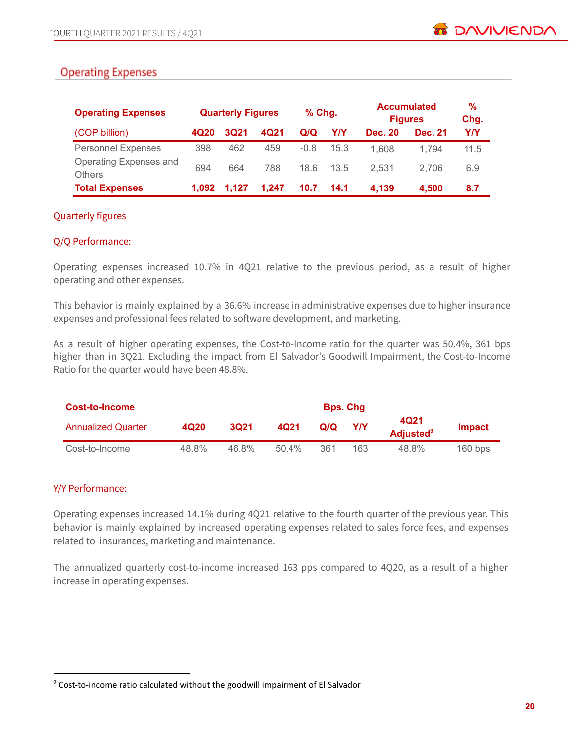## Operating Expenses

| Operating Expenses | Quarterly Figures | | | % Chg. | | Accumulated Figures | | % Chg. |
|---|---|---|---|---|---|---|---|---|
| (COP billion) | 4Q20 | 3Q21 | 4Q21 | Q/Q | Y/Y | Dec. 20 | Dec. 21 | Y/Y |
| Personnel Expenses | 398 | 462 | 459 | -0.8 | 15.3 | 1,608 | 1,794 | 11.5 |
| Operating Expenses and Others | 694 | 664 | 788 | 18.6 | 13.5 | 2,531 | 2,706 | 6.9 |
| **Total Expenses** | **1,092** | **1,127** | **1,247** | **10.7** | **14.1** | **4,139** | **4,500** | **8.7** |

### Quarterly figures

### Q/Q Performance:

Operating expenses increased 10.7% in 4Q21 relative to the previous period, as a result of higher operating and other expenses.

This behavior is mainly explained by a 36.6% increase in administrative expenses due to higher insurance expenses and professional fees related to software development, and marketing.

As a result of higher operating expenses, the Cost-to-Income ratio for the quarter was 50.4%, 361 bps higher than in 3Q21. Excluding the impact from El Salvador's Goodwill Impairment, the Cost-to-Income Ratio for the quarter would have been 48.8%.

| Cost-to-Income | | | | Bps. Chg | | | |
|---|---|---|---|---|---|---|---|
| Annualized Quarter | 4Q20 | 3Q21 | 4Q21 | Q/Q | Y/Y | 4Q21 Adjusted[9] | Impact |
| Cost-to-Income | 48.8% | 46.8% | 50.4% | 361 | 163 | 48.8% | 160 bps |

### Y/Y Performance:

Operating expenses increased 14.1% during 4Q21 relative to the fourth quarter of the previous year. This behavior is mainly explained by increased operating expenses related to sales force fees, and expenses related to insurances, marketing and maintenance.

The annualized quarterly cost-to-income increased 163 pps compared to 4Q20, as a result of a higher increase in operating expenses.

[9] Cost-to-income ratio calculated without the goodwill impairment of El Salvador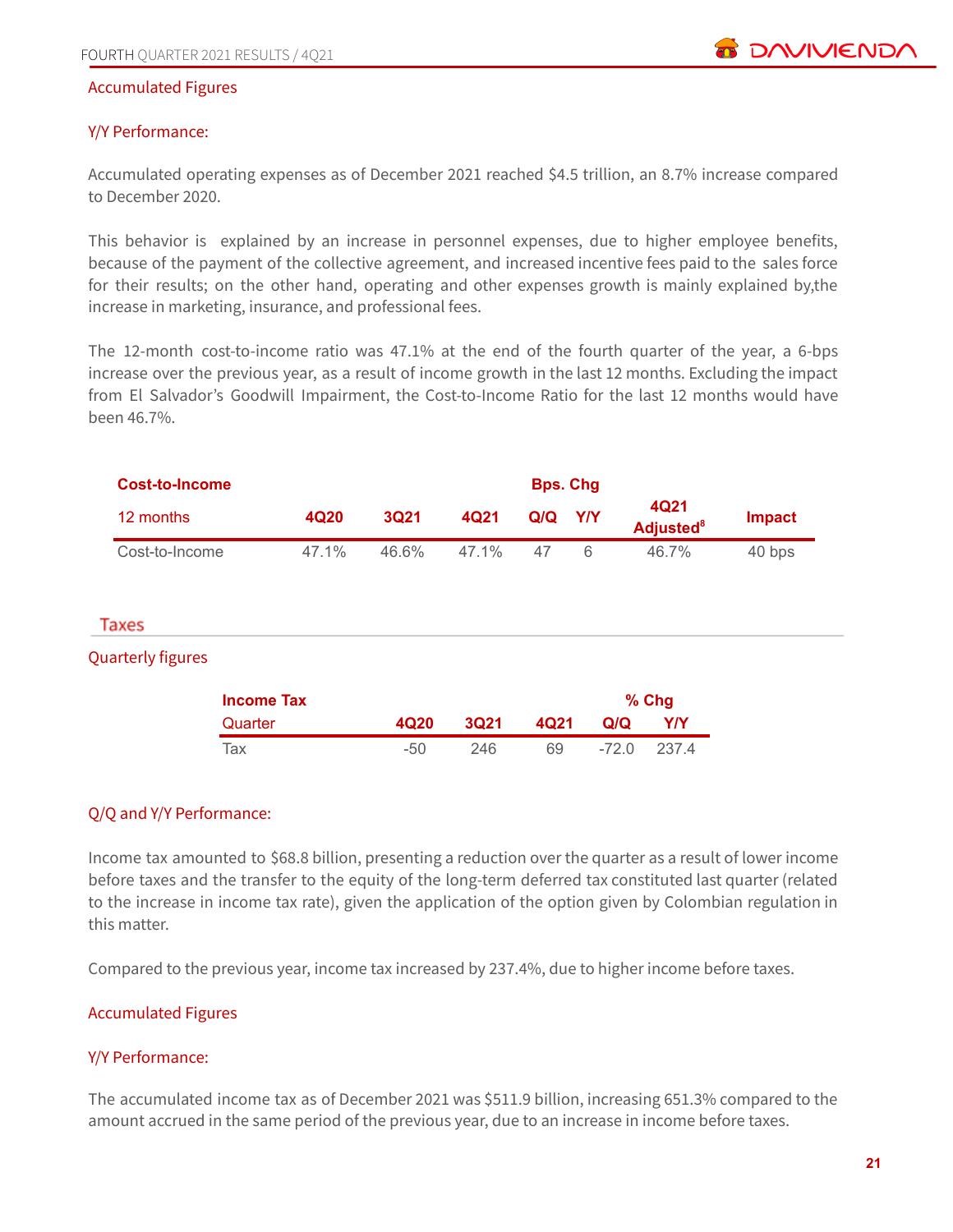### Accumulated Figures

#### Y/Y Performance:

Accumulated operating expenses as of December 2021 reached $4.5 trillion, an 8.7% increase compared to December 2020.

This behavior is explained by an increase in personnel expenses, due to higher employee benefits, because of the payment of the collective agreement, and increased incentive fees paid to the sales force for their results; on the other hand, operating and other expenses growth is mainly explained by,the increase in marketing, insurance, and professional fees.

The 12-month cost-to-income ratio was 47.1% at the end of the fourth quarter of the year, a 6-bps increase over the previous year, as a result of income growth in the last 12 months. Excluding the impact from El Salvador's Goodwill Impairment, the Cost-to-Income Ratio for the last 12 months would have been 46.7%.

| Cost-to-Income | | | | Bps. Chg | | | |
|---|---|---|---|---|---|---|---|
| 12 months | 4Q20 | 3Q21 | 4Q21 | Q/Q | Y/Y | 4Q21 Adjusted[8] | Impact |
| Cost-to-Income | 47.1% | 46.6% | 47.1% | 47 | 6 | 46.7% | 40 bps |

## Taxes

### Quarterly figures

| Income Tax | | | | % Chg | |
|---|---|---|---|---|---|
| Quarter | 4Q20 | 3Q21 | 4Q21 | Q/Q | Y/Y |
| Tax | -50 | 246 | 69 | -72.0 | 237.4 |

#### Q/Q and Y/Y Performance:

Income tax amounted to $68.8 billion, presenting a reduction over the quarter as a result of lower income before taxes and the transfer to the equity of the long-term deferred tax constituted last quarter (related to the increase in income tax rate), given the application of the option given by Colombian regulation in this matter.

Compared to the previous year, income tax increased by 237.4%, due to higher income before taxes.

### Accumulated Figures

#### Y/Y Performance:

The accumulated income tax as of December 2021 was $511.9 billion, increasing 651.3% compared to the amount accrued in the same period of the previous year, due to an increase in income before taxes.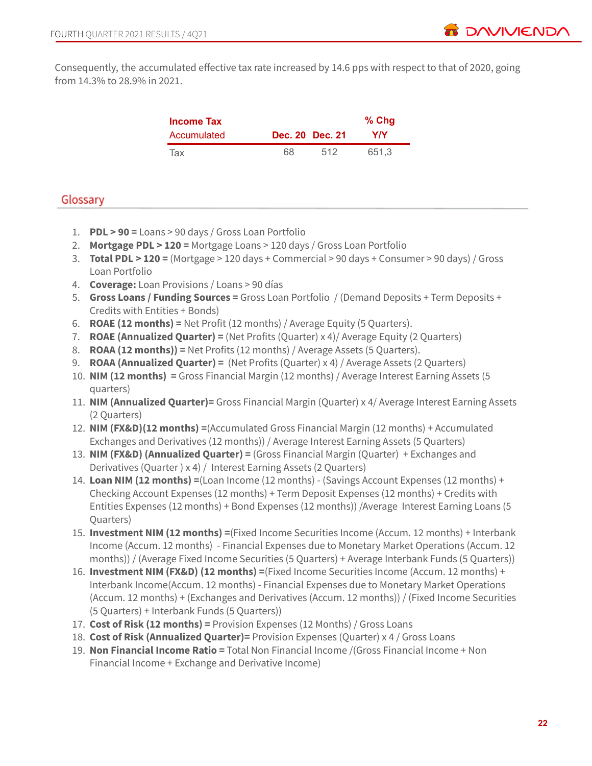Consequently, the accumulated effective tax rate increased by 14.6 pps with respect to that of 2020, going from 14.3% to 28.9% in 2021.

| **Income Tax** Accumulated | **Dec. 20** | **Dec. 21** | **% Chg Y/Y** |
|---|---|---|---|
| Tax | 68 | 512 | 651,3 |

## Glossary

1. **PDL > 90 =** Loans > 90 days / Gross Loan Portfolio
2. **Mortgage PDL > 120 =** Mortgage Loans > 120 days / Gross Loan Portfolio
3. **Total PDL > 120 =** (Mortgage > 120 days + Commercial > 90 days + Consumer > 90 days) / Gross Loan Portfolio
4. **Coverage:** Loan Provisions / Loans > 90 días
5. **Gross Loans / Funding Sources =** Gross Loan Portfolio / (Demand Deposits + Term Deposits + Credits with Entities + Bonds)
6. **ROAE (12 months) =** Net Profit (12 months) / Average Equity (5 Quarters).
7. **ROAE (Annualized Quarter) =** (Net Profits (Quarter) x 4)/ Average Equity (2 Quarters)
8. **ROAA (12 months)) =** Net Profits (12 months) / Average Assets (5 Quarters).
9. **ROAA (Annualized Quarter) =** (Net Profits (Quarter) x 4) / Average Assets (2 Quarters)
10. **NIM (12 months) =** Gross Financial Margin (12 months) / Average Interest Earning Assets (5 quarters)
11. **NIM (Annualized Quarter)=** Gross Financial Margin (Quarter) x 4/ Average Interest Earning Assets (2 Quarters)
12. **NIM (FX&D)(12 months) =**(Accumulated Gross Financial Margin (12 months) + Accumulated Exchanges and Derivatives (12 months)) / Average Interest Earning Assets (5 Quarters)
13. **NIM (FX&D) (Annualized Quarter) =** (Gross Financial Margin (Quarter) + Exchanges and Derivatives (Quarter ) x 4) / Interest Earning Assets (2 Quarters)
14. **Loan NIM (12 months) =**(Loan Income (12 months) - (Savings Account Expenses (12 months) + Checking Account Expenses (12 months) + Term Deposit Expenses (12 months) + Credits with Entities Expenses (12 months) + Bond Expenses (12 months)) /Average Interest Earning Loans (5 Quarters)
15. **Investment NIM (12 months) =**(Fixed Income Securities Income (Accum. 12 months) + Interbank Income (Accum. 12 months) - Financial Expenses due to Monetary Market Operations (Accum. 12 months)) / (Average Fixed Income Securities (5 Quarters) + Average Interbank Funds (5 Quarters))
16. **Investment NIM (FX&D) (12 months) =**(Fixed Income Securities Income (Accum. 12 months) + Interbank Income(Accum. 12 months) - Financial Expenses due to Monetary Market Operations (Accum. 12 months) + (Exchanges and Derivatives (Accum. 12 months)) / (Fixed Income Securities (5 Quarters) + Interbank Funds (5 Quarters))
17. **Cost of Risk (12 months) =** Provision Expenses (12 Months) / Gross Loans
18. **Cost of Risk (Annualized Quarter)=** Provision Expenses (Quarter) x 4 / Gross Loans
19. **Non Financial Income Ratio =** Total Non Financial Income /(Gross Financial Income + Non Financial Income + Exchange and Derivative Income)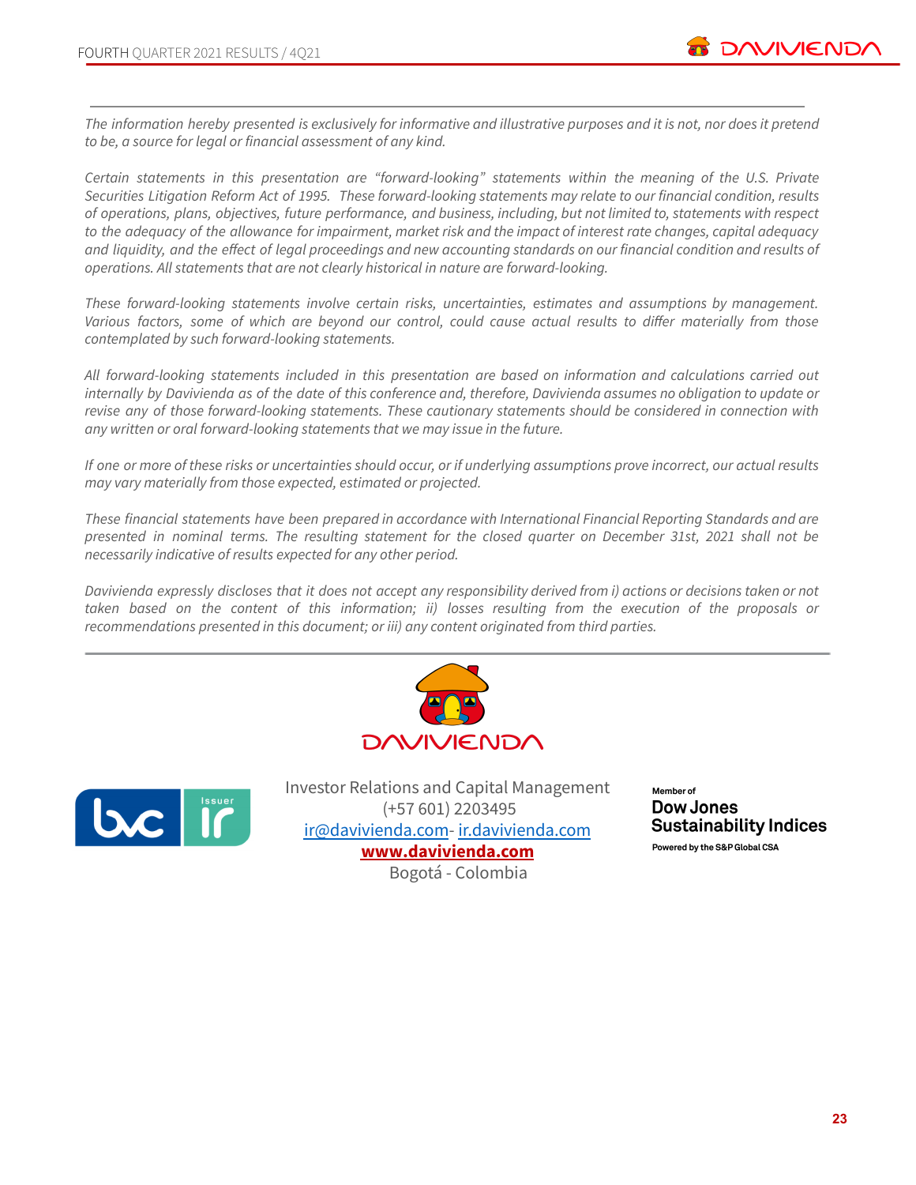*The information hereby presented is exclusively for informative and illustrative purposes and it is not, nor does it pretend to be, a source for legal or financial assessment of any kind.*

*Certain statements in this presentation are "forward-looking" statements within the meaning of the U.S. Private Securities Litigation Reform Act of 1995. These forward-looking statements may relate to our financial condition, results of operations, plans, objectives, future performance, and business, including, but not limited to, statements with respect to the adequacy of the allowance for impairment, market risk and the impact of interest rate changes, capital adequacy and liquidity, and the effect of legal proceedings and new accounting standards on our financial condition and results of operations. All statements that are not clearly historical in nature are forward-looking.*

*These forward-looking statements involve certain risks, uncertainties, estimates and assumptions by management. Various factors, some of which are beyond our control, could cause actual results to differ materially from those contemplated by such forward-looking statements.*

*All forward-looking statements included in this presentation are based on information and calculations carried out internally by Davivienda as of the date of this conference and, therefore, Davivienda assumes no obligation to update or revise any of those forward-looking statements. These cautionary statements should be considered in connection with any written or oral forward-looking statements that we may issue in the future.*

*If one or more of these risks or uncertainties should occur, or if underlying assumptions prove incorrect, our actual results may vary materially from those expected, estimated or projected.*

*These financial statements have been prepared in accordance with International Financial Reporting Standards and are presented in nominal terms. The resulting statement for the closed quarter on December 31st, 2021 shall not be necessarily indicative of results expected for any other period.*

*Davivienda expressly discloses that it does not accept any responsibility derived from i) actions or decisions taken or not taken based on the content of this information; ii) losses resulting from the execution of the proposals or recommendations presented in this document; or iii) any content originated from third parties.*

---

DAVIVIENDA

bvc Issuer ir

Investor Relations and Capital Management
(+57 601) 2203495
ir@davivienda.com- ir.davivienda.com
**www.davivienda.com**
Bogotá - Colombia

Member of
**Dow Jones Sustainability Indices**
Powered by the S&P Global CSA